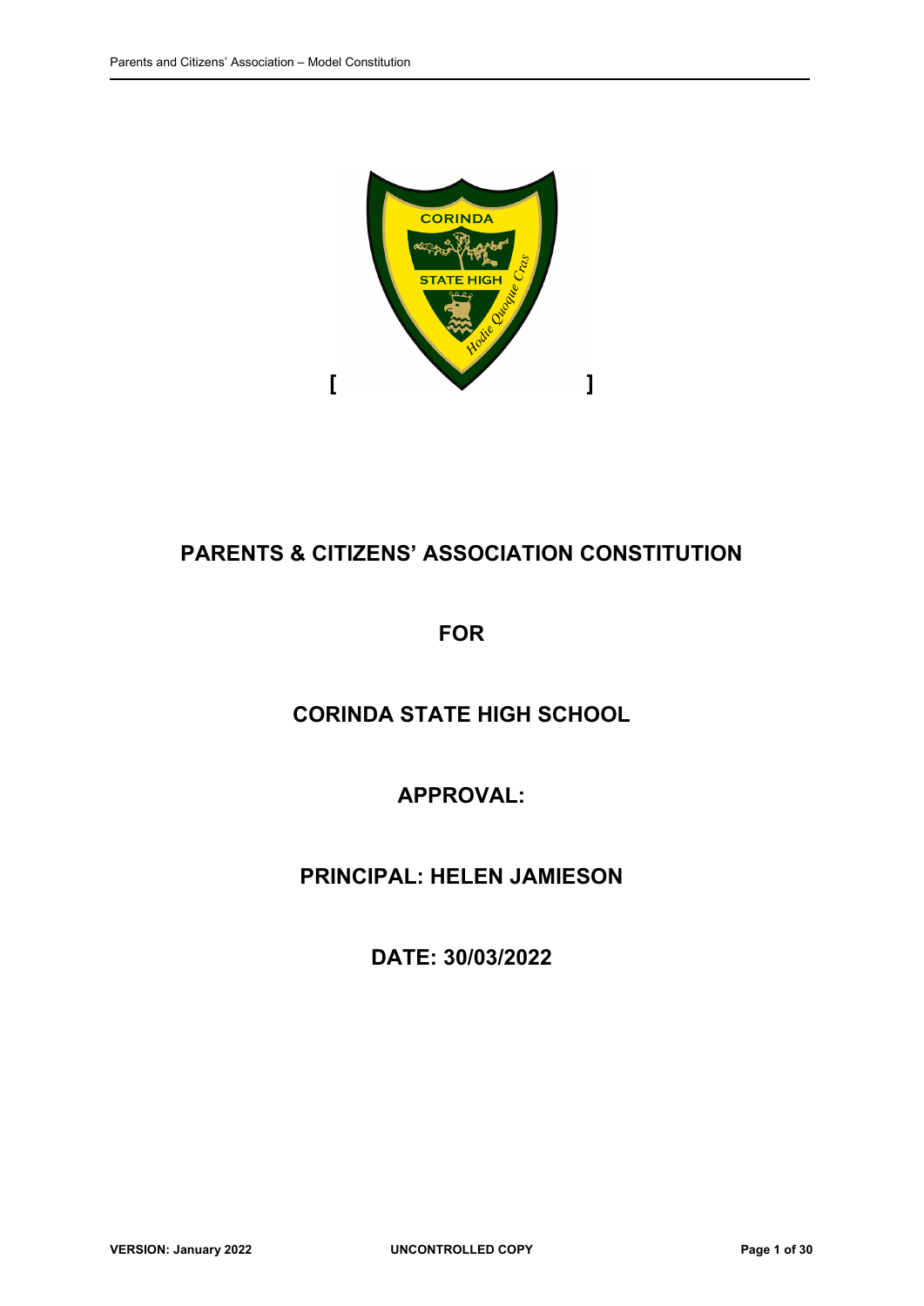[ ]

# PARENTS & CITIZENS' ASSOCIATION CONSTITUTION

# FOR

# CORINDA STATE HIGH SCHOOL

# APPROVAL:

# PRINCIPAL: HELEN JAMIESON

# DATE: 30/03/2022

**VERSION: January 2022** **UNCONTROLLED COPY**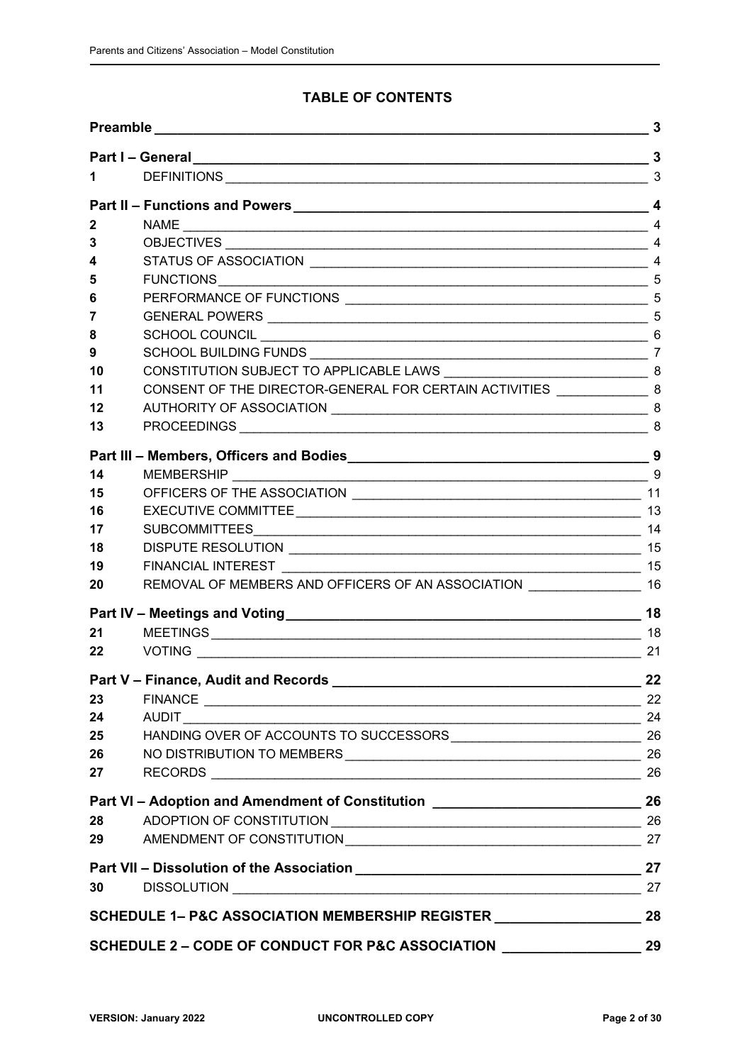# TABLE OF CONTENTS

| | | |
|---|---|---|
| **Preamble** | | **3** |
| **Part I – General** | | **3** |
| 1 | DEFINITIONS | 3 |
| **Part II – Functions and Powers** | | **4** |
| 2 | NAME | 4 |
| 3 | OBJECTIVES | 4 |
| 4 | STATUS OF ASSOCIATION | 4 |
| 5 | FUNCTIONS | 5 |
| 6 | PERFORMANCE OF FUNCTIONS | 5 |
| 7 | GENERAL POWERS | 5 |
| 8 | SCHOOL COUNCIL | 6 |
| 9 | SCHOOL BUILDING FUNDS | 7 |
| 10 | CONSTITUTION SUBJECT TO APPLICABLE LAWS | 8 |
| 11 | CONSENT OF THE DIRECTOR-GENERAL FOR CERTAIN ACTIVITIES | 8 |
| 12 | AUTHORITY OF ASSOCIATION | 8 |
| 13 | PROCEEDINGS | 8 |
| **Part III – Members, Officers and Bodies** | | **9** |
| 14 | MEMBERSHIP | 9 |
| 15 | OFFICERS OF THE ASSOCIATION | 11 |
| 16 | EXECUTIVE COMMITTEE | 13 |
| 17 | SUBCOMMITTEES | 14 |
| 18 | DISPUTE RESOLUTION | 15 |
| 19 | FINANCIAL INTEREST | 15 |
| 20 | REMOVAL OF MEMBERS AND OFFICERS OF AN ASSOCIATION | 16 |
| **Part IV – Meetings and Voting** | | **18** |
| 21 | MEETINGS | 18 |
| 22 | VOTING | 21 |
| **Part V – Finance, Audit and Records** | | **22** |
| 23 | FINANCE | 22 |
| 24 | AUDIT | 24 |
| 25 | HANDING OVER OF ACCOUNTS TO SUCCESSORS | 26 |
| 26 | NO DISTRIBUTION TO MEMBERS | 26 |
| 27 | RECORDS | 26 |
| **Part VI – Adoption and Amendment of Constitution** | | **26** |
| 28 | ADOPTION OF CONSTITUTION | 26 |
| 29 | AMENDMENT OF CONSTITUTION | 27 |
| **Part VII – Dissolution of the Association** | | **27** |
| 30 | DISSOLUTION | 27 |
| **SCHEDULE 1– P&C ASSOCIATION MEMBERSHIP REGISTER** | | **28** |
| **SCHEDULE 2 – CODE OF CONDUCT FOR P&C ASSOCIATION** | | **29** |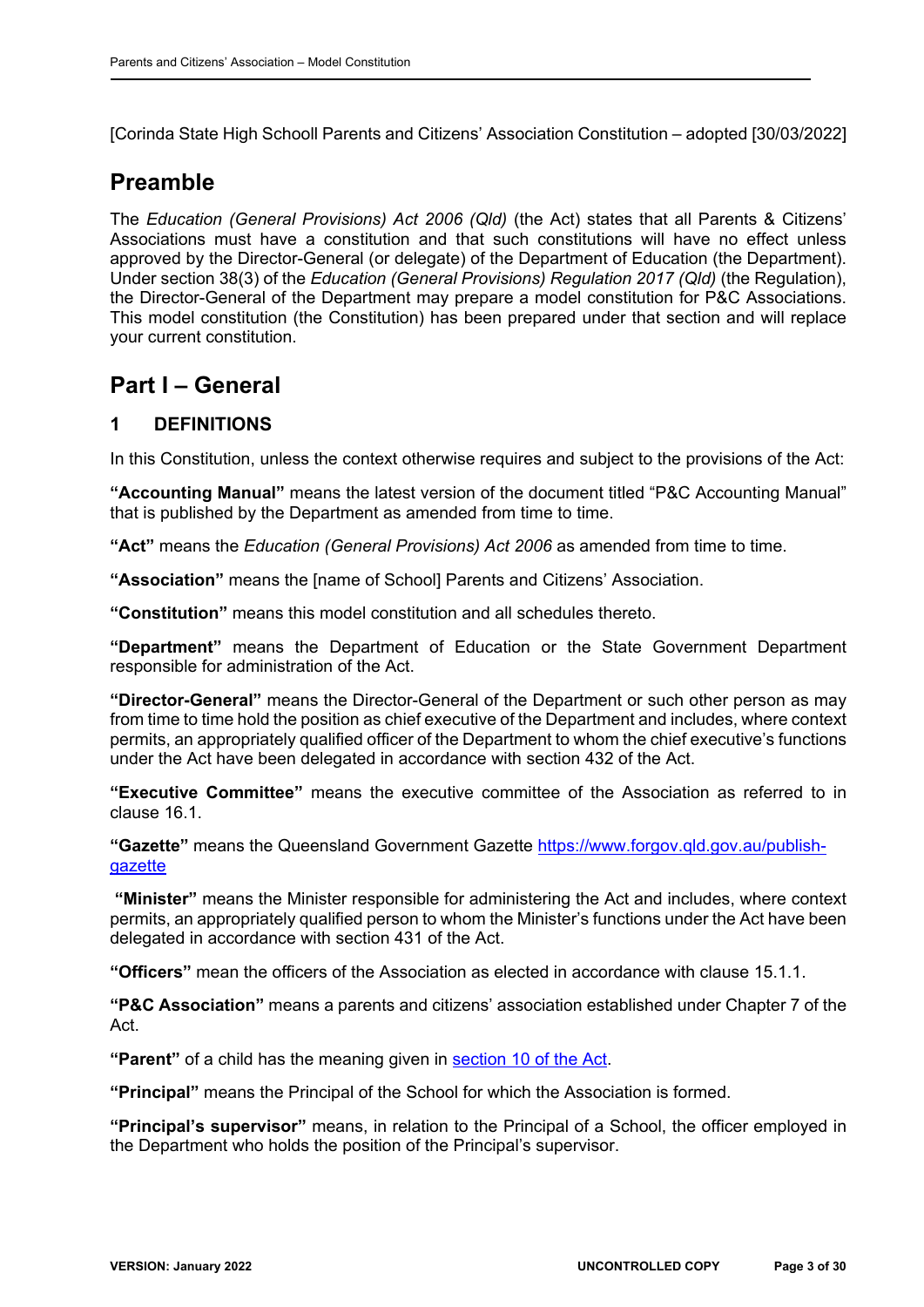[Corinda State High Schooll Parents and Citizens' Association Constitution – adopted [30/03/2022]

## Preamble

The *Education (General Provisions) Act 2006 (Qld)* (the Act) states that all Parents & Citizens' Associations must have a constitution and that such constitutions will have no effect unless approved by the Director-General (or delegate) of the Department of Education (the Department). Under section 38(3) of the *Education (General Provisions) Regulation 2017 (Qld)* (the Regulation), the Director-General of the Department may prepare a model constitution for P&C Associations. This model constitution (the Constitution) has been prepared under that section and will replace your current constitution.

## Part I – General

### 1 DEFINITIONS

In this Constitution, unless the context otherwise requires and subject to the provisions of the Act:

**"Accounting Manual"** means the latest version of the document titled "P&C Accounting Manual" that is published by the Department as amended from time to time.

**"Act"** means the *Education (General Provisions) Act 2006* as amended from time to time.

**"Association"** means the [name of School] Parents and Citizens' Association.

**"Constitution"** means this model constitution and all schedules thereto.

**"Department"** means the Department of Education or the State Government Department responsible for administration of the Act.

**"Director-General"** means the Director-General of the Department or such other person as may from time to time hold the position as chief executive of the Department and includes, where context permits, an appropriately qualified officer of the Department to whom the chief executive's functions under the Act have been delegated in accordance with section 432 of the Act.

**"Executive Committee"** means the executive committee of the Association as referred to in clause 16.1.

**"Gazette"** means the Queensland Government Gazette https://www.forgov.qld.gov.au/publish-gazette

**"Minister"** means the Minister responsible for administering the Act and includes, where context permits, an appropriately qualified person to whom the Minister's functions under the Act have been delegated in accordance with section 431 of the Act.

**"Officers"** mean the officers of the Association as elected in accordance with clause 15.1.1.

**"P&C Association"** means a parents and citizens' association established under Chapter 7 of the Act.

**"Parent"** of a child has the meaning given in section 10 of the Act.

**"Principal"** means the Principal of the School for which the Association is formed.

**"Principal's supervisor"** means, in relation to the Principal of a School, the officer employed in the Department who holds the position of the Principal's supervisor.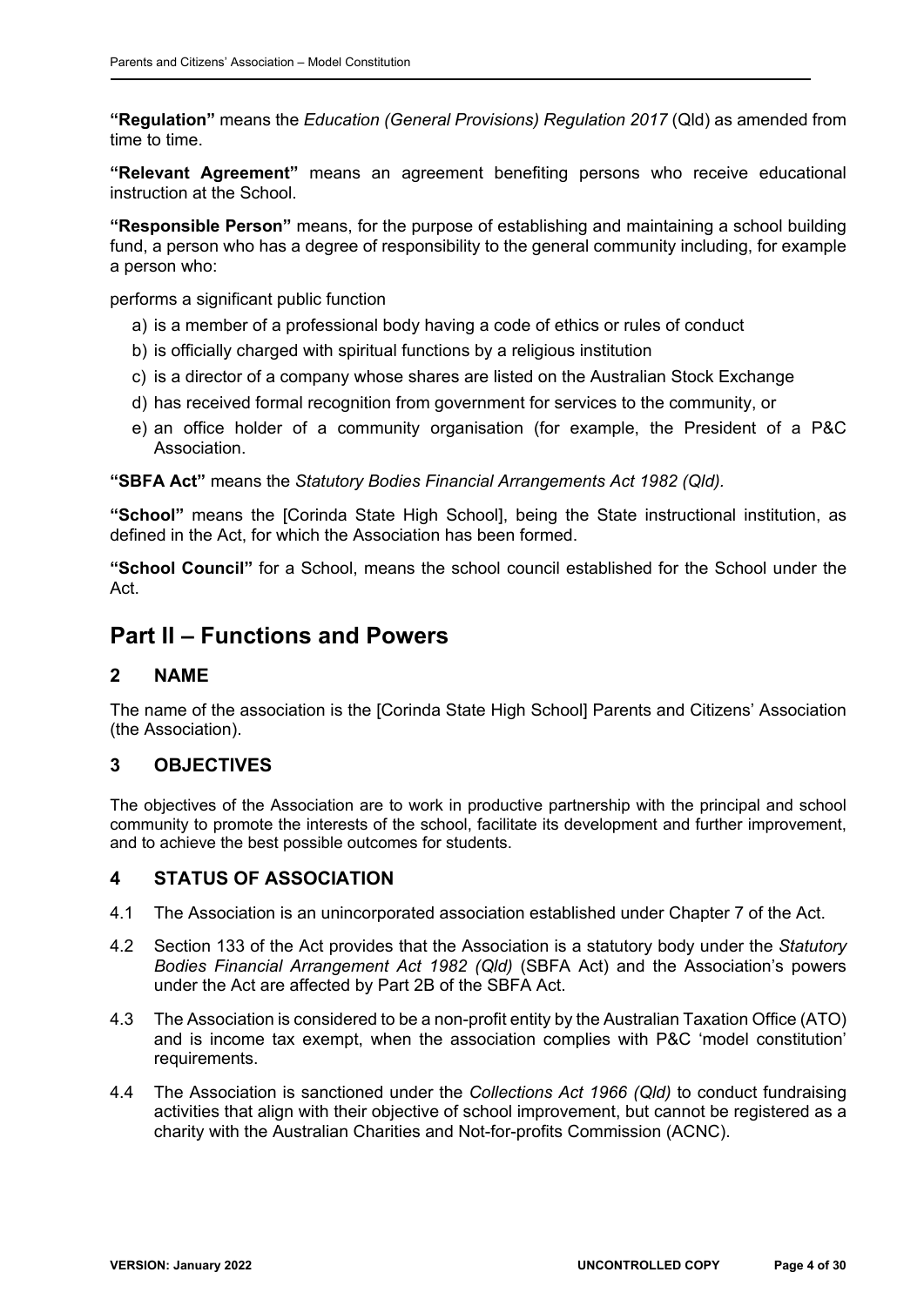**"Regulation"** means the *Education (General Provisions) Regulation 2017* (Qld) as amended from time to time.

**"Relevant Agreement"** means an agreement benefiting persons who receive educational instruction at the School.

**"Responsible Person"** means, for the purpose of establishing and maintaining a school building fund, a person who has a degree of responsibility to the general community including, for example a person who:

performs a significant public function

a) is a member of a professional body having a code of ethics or rules of conduct
b) is officially charged with spiritual functions by a religious institution
c) is a director of a company whose shares are listed on the Australian Stock Exchange
d) has received formal recognition from government for services to the community, or
e) an office holder of a community organisation (for example, the President of a P&C Association.

**"SBFA Act"** means the *Statutory Bodies Financial Arrangements Act 1982 (Qld).*

**"School"** means the [Corinda State High School], being the State instructional institution, as defined in the Act, for which the Association has been formed.

**"School Council"** for a School, means the school council established for the School under the Act.

# Part II – Functions and Powers

## 2 NAME

The name of the association is the [Corinda State High School] Parents and Citizens' Association (the Association).

## 3 OBJECTIVES

The objectives of the Association are to work in productive partnership with the principal and school community to promote the interests of the school, facilitate its development and further improvement, and to achieve the best possible outcomes for students.

## 4 STATUS OF ASSOCIATION

4.1 The Association is an unincorporated association established under Chapter 7 of the Act.

4.2 Section 133 of the Act provides that the Association is a statutory body under the *Statutory Bodies Financial Arrangement Act 1982 (Qld)* (SBFA Act) and the Association's powers under the Act are affected by Part 2B of the SBFA Act.

4.3 The Association is considered to be a non-profit entity by the Australian Taxation Office (ATO) and is income tax exempt, when the association complies with P&C 'model constitution' requirements.

4.4 The Association is sanctioned under the *Collections Act 1966 (Qld)* to conduct fundraising activities that align with their objective of school improvement, but cannot be registered as a charity with the Australian Charities and Not-for-profits Commission (ACNC).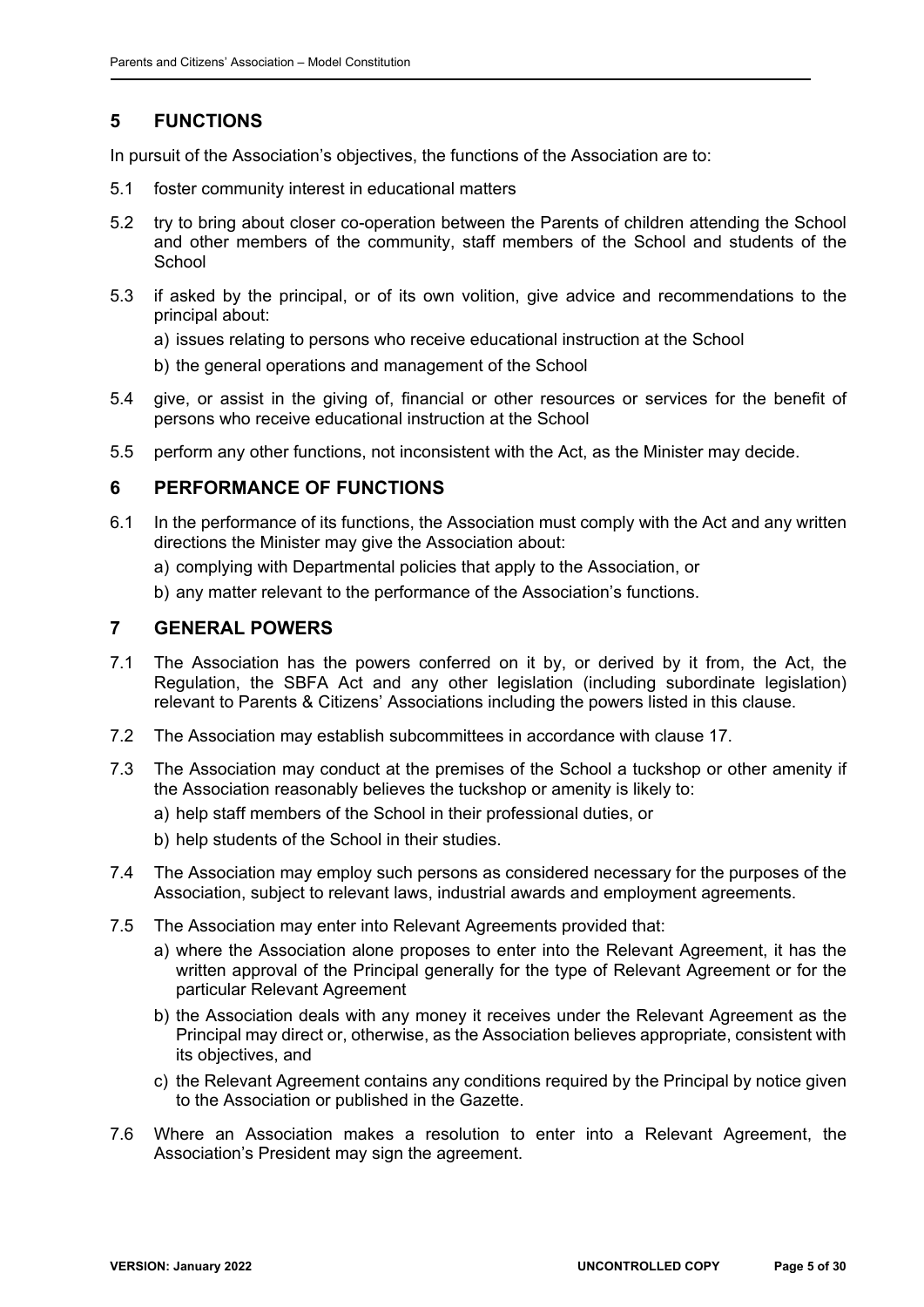## 5 FUNCTIONS

In pursuit of the Association's objectives, the functions of the Association are to:

5.1 foster community interest in educational matters

5.2 try to bring about closer co-operation between the Parents of children attending the School and other members of the community, staff members of the School and students of the School

5.3 if asked by the principal, or of its own volition, give advice and recommendations to the principal about:

a) issues relating to persons who receive educational instruction at the School

b) the general operations and management of the School

5.4 give, or assist in the giving of, financial or other resources or services for the benefit of persons who receive educational instruction at the School

5.5 perform any other functions, not inconsistent with the Act, as the Minister may decide.

## 6 PERFORMANCE OF FUNCTIONS

6.1 In the performance of its functions, the Association must comply with the Act and any written directions the Minister may give the Association about:

a) complying with Departmental policies that apply to the Association, or

b) any matter relevant to the performance of the Association's functions.

## 7 GENERAL POWERS

7.1 The Association has the powers conferred on it by, or derived by it from, the Act, the Regulation, the SBFA Act and any other legislation (including subordinate legislation) relevant to Parents & Citizens' Associations including the powers listed in this clause.

7.2 The Association may establish subcommittees in accordance with clause 17.

7.3 The Association may conduct at the premises of the School a tuckshop or other amenity if the Association reasonably believes the tuckshop or amenity is likely to:

a) help staff members of the School in their professional duties, or

b) help students of the School in their studies.

7.4 The Association may employ such persons as considered necessary for the purposes of the Association, subject to relevant laws, industrial awards and employment agreements.

7.5 The Association may enter into Relevant Agreements provided that:

a) where the Association alone proposes to enter into the Relevant Agreement, it has the written approval of the Principal generally for the type of Relevant Agreement or for the particular Relevant Agreement

b) the Association deals with any money it receives under the Relevant Agreement as the Principal may direct or, otherwise, as the Association believes appropriate, consistent with its objectives, and

c) the Relevant Agreement contains any conditions required by the Principal by notice given to the Association or published in the Gazette.

7.6 Where an Association makes a resolution to enter into a Relevant Agreement, the Association's President may sign the agreement.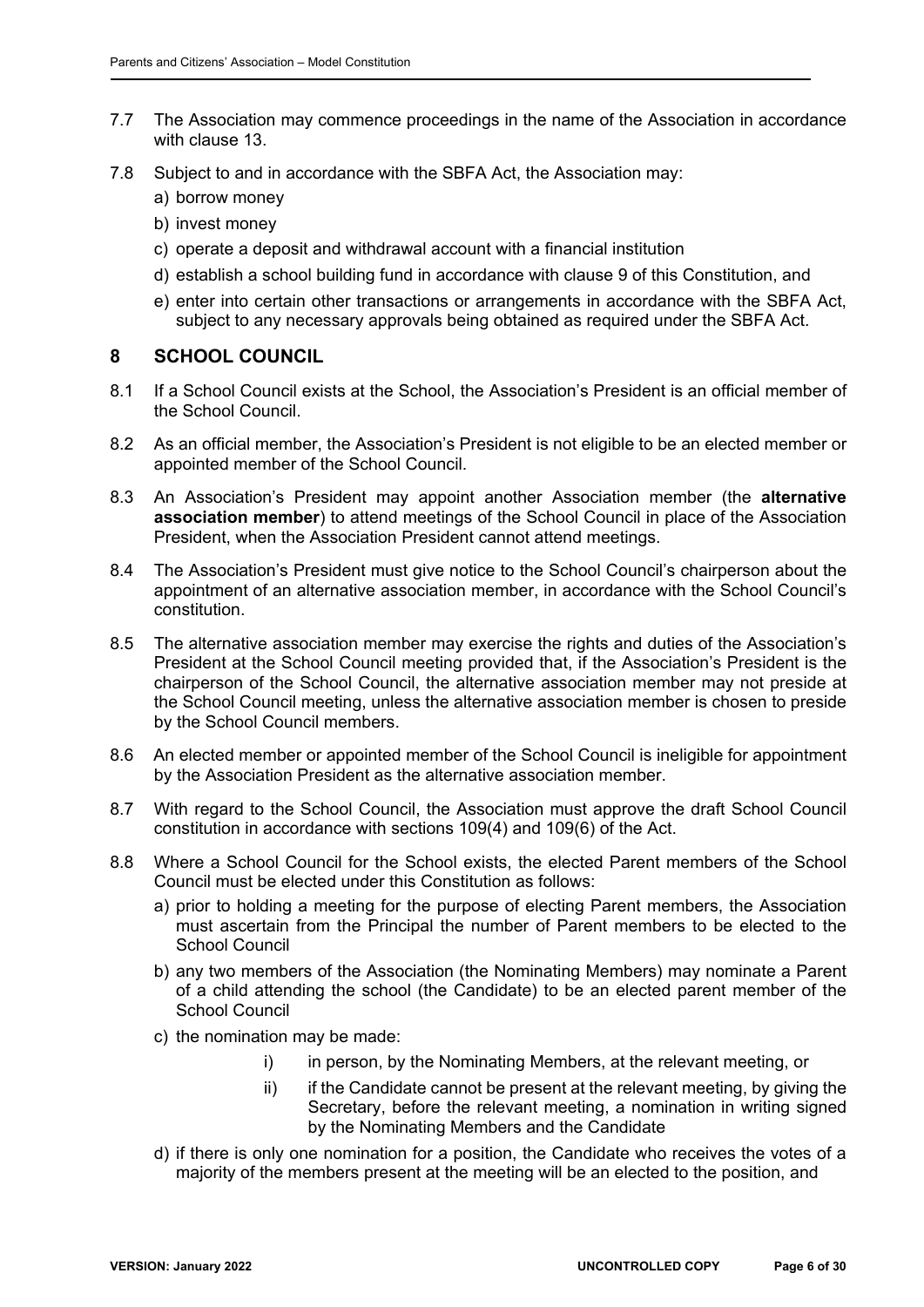7.7 The Association may commence proceedings in the name of the Association in accordance with clause 13.

7.8 Subject to and in accordance with the SBFA Act, the Association may:

a) borrow money

b) invest money

c) operate a deposit and withdrawal account with a financial institution

d) establish a school building fund in accordance with clause 9 of this Constitution, and

e) enter into certain other transactions or arrangements in accordance with the SBFA Act, subject to any necessary approvals being obtained as required under the SBFA Act.

## 8 SCHOOL COUNCIL

8.1 If a School Council exists at the School, the Association's President is an official member of the School Council.

8.2 As an official member, the Association's President is not eligible to be an elected member or appointed member of the School Council.

8.3 An Association's President may appoint another Association member (the **alternative association member**) to attend meetings of the School Council in place of the Association President, when the Association President cannot attend meetings.

8.4 The Association's President must give notice to the School Council's chairperson about the appointment of an alternative association member, in accordance with the School Council's constitution.

8.5 The alternative association member may exercise the rights and duties of the Association's President at the School Council meeting provided that, if the Association's President is the chairperson of the School Council, the alternative association member may not preside at the School Council meeting, unless the alternative association member is chosen to preside by the School Council members.

8.6 An elected member or appointed member of the School Council is ineligible for appointment by the Association President as the alternative association member.

8.7 With regard to the School Council, the Association must approve the draft School Council constitution in accordance with sections 109(4) and 109(6) of the Act.

8.8 Where a School Council for the School exists, the elected Parent members of the School Council must be elected under this Constitution as follows:

a) prior to holding a meeting for the purpose of electing Parent members, the Association must ascertain from the Principal the number of Parent members to be elected to the School Council

b) any two members of the Association (the Nominating Members) may nominate a Parent of a child attending the school (the Candidate) to be an elected parent member of the School Council

c) the nomination may be made:

i) in person, by the Nominating Members, at the relevant meeting, or

ii) if the Candidate cannot be present at the relevant meeting, by giving the Secretary, before the relevant meeting, a nomination in writing signed by the Nominating Members and the Candidate

d) if there is only one nomination for a position, the Candidate who receives the votes of a majority of the members present at the meeting will be an elected to the position, and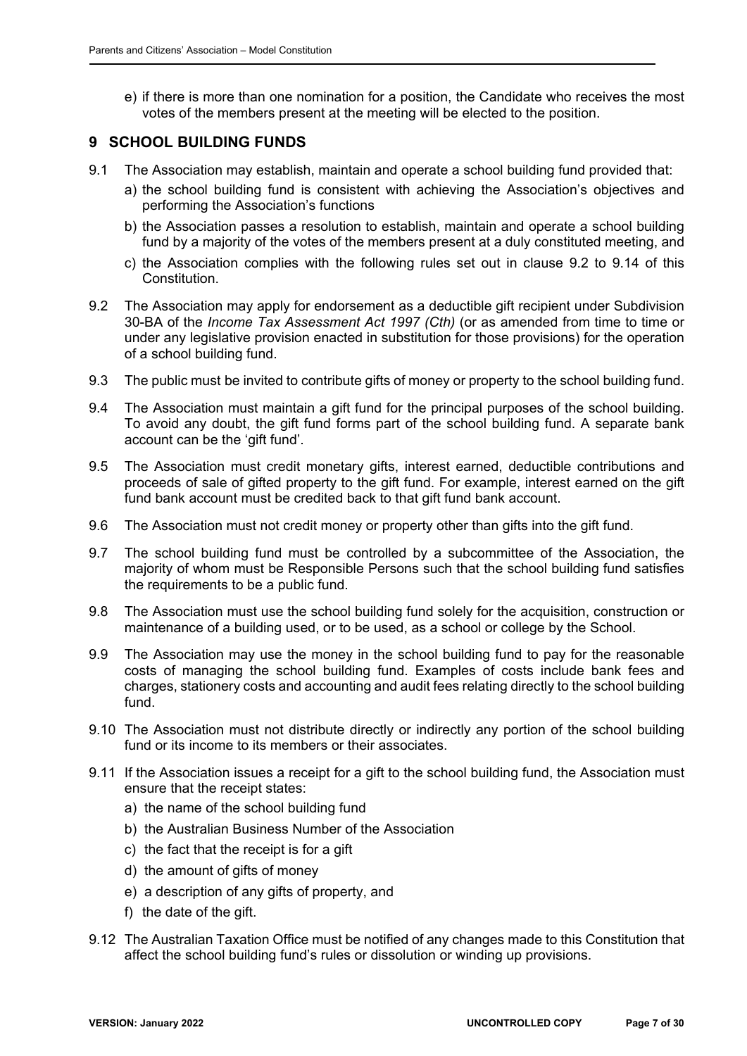e) if there is more than one nomination for a position, the Candidate who receives the most votes of the members present at the meeting will be elected to the position.

## 9 SCHOOL BUILDING FUNDS

9.1 The Association may establish, maintain and operate a school building fund provided that:

a) the school building fund is consistent with achieving the Association's objectives and performing the Association's functions

b) the Association passes a resolution to establish, maintain and operate a school building fund by a majority of the votes of the members present at a duly constituted meeting, and

c) the Association complies with the following rules set out in clause 9.2 to 9.14 of this Constitution.

9.2 The Association may apply for endorsement as a deductible gift recipient under Subdivision 30-BA of the *Income Tax Assessment Act 1997 (Cth)* (or as amended from time to time or under any legislative provision enacted in substitution for those provisions) for the operation of a school building fund.

9.3 The public must be invited to contribute gifts of money or property to the school building fund.

9.4 The Association must maintain a gift fund for the principal purposes of the school building. To avoid any doubt, the gift fund forms part of the school building fund. A separate bank account can be the 'gift fund'.

9.5 The Association must credit monetary gifts, interest earned, deductible contributions and proceeds of sale of gifted property to the gift fund. For example, interest earned on the gift fund bank account must be credited back to that gift fund bank account.

9.6 The Association must not credit money or property other than gifts into the gift fund.

9.7 The school building fund must be controlled by a subcommittee of the Association, the majority of whom must be Responsible Persons such that the school building fund satisfies the requirements to be a public fund.

9.8 The Association must use the school building fund solely for the acquisition, construction or maintenance of a building used, or to be used, as a school or college by the School.

9.9 The Association may use the money in the school building fund to pay for the reasonable costs of managing the school building fund. Examples of costs include bank fees and charges, stationery costs and accounting and audit fees relating directly to the school building fund.

9.10 The Association must not distribute directly or indirectly any portion of the school building fund or its income to its members or their associates.

9.11 If the Association issues a receipt for a gift to the school building fund, the Association must ensure that the receipt states:

a) the name of the school building fund

b) the Australian Business Number of the Association

c) the fact that the receipt is for a gift

d) the amount of gifts of money

e) a description of any gifts of property, and

f) the date of the gift.

9.12 The Australian Taxation Office must be notified of any changes made to this Constitution that affect the school building fund's rules or dissolution or winding up provisions.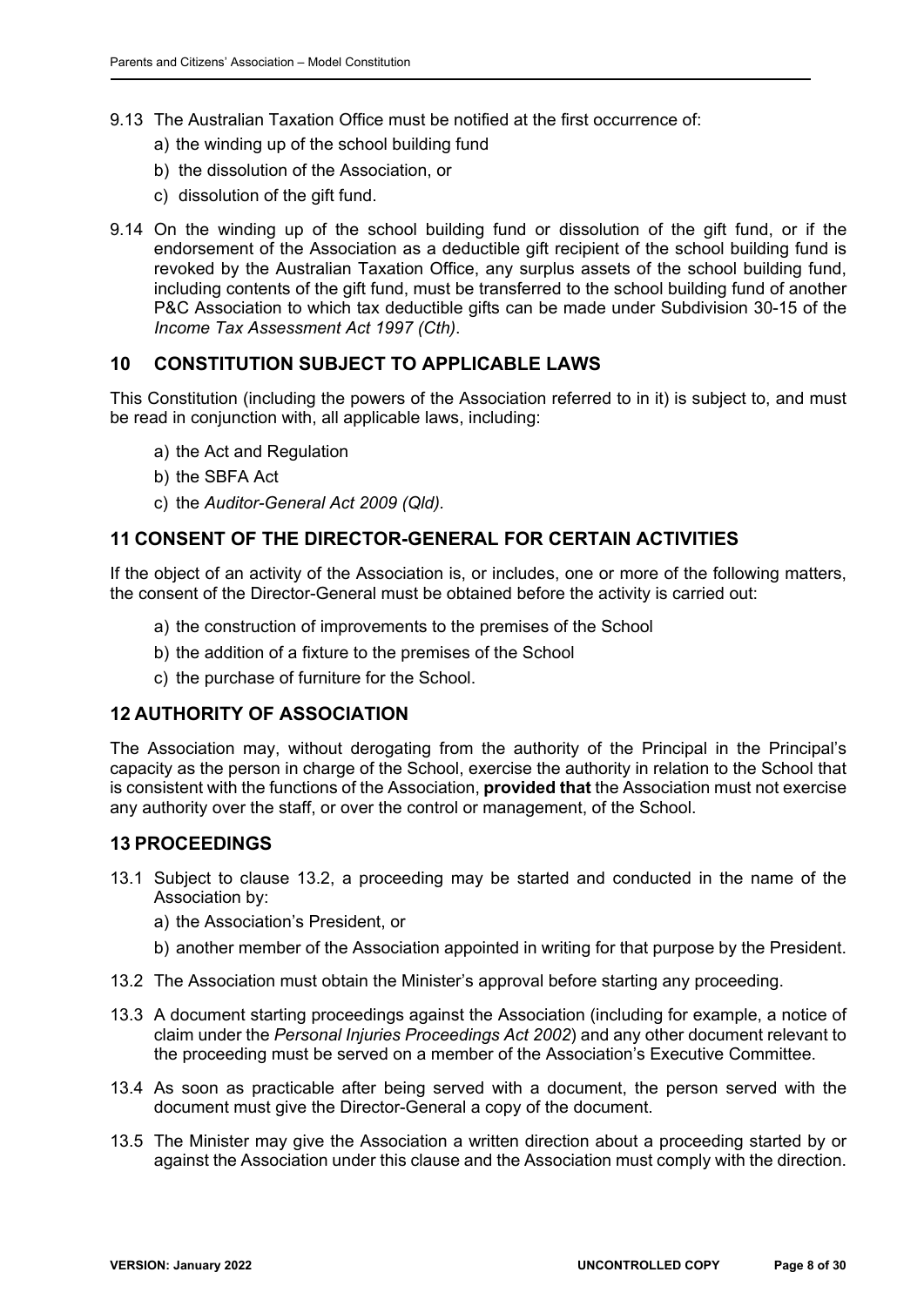9.13 The Australian Taxation Office must be notified at the first occurrence of:

a) the winding up of the school building fund

b) the dissolution of the Association, or

c) dissolution of the gift fund.

9.14 On the winding up of the school building fund or dissolution of the gift fund, or if the endorsement of the Association as a deductible gift recipient of the school building fund is revoked by the Australian Taxation Office, any surplus assets of the school building fund, including contents of the gift fund, must be transferred to the school building fund of another P&C Association to which tax deductible gifts can be made under Subdivision 30-15 of the *Income Tax Assessment Act 1997 (Cth)*.

## 10 CONSTITUTION SUBJECT TO APPLICABLE LAWS

This Constitution (including the powers of the Association referred to in it) is subject to, and must be read in conjunction with, all applicable laws, including:

a) the Act and Regulation

b) the SBFA Act

c) the *Auditor-General Act 2009 (Qld)*.

## 11 CONSENT OF THE DIRECTOR-GENERAL FOR CERTAIN ACTIVITIES

If the object of an activity of the Association is, or includes, one or more of the following matters, the consent of the Director-General must be obtained before the activity is carried out:

a) the construction of improvements to the premises of the School

b) the addition of a fixture to the premises of the School

c) the purchase of furniture for the School.

## 12 AUTHORITY OF ASSOCIATION

The Association may, without derogating from the authority of the Principal in the Principal's capacity as the person in charge of the School, exercise the authority in relation to the School that is consistent with the functions of the Association, **provided that** the Association must not exercise any authority over the staff, or over the control or management, of the School.

## 13 PROCEEDINGS

13.1 Subject to clause 13.2, a proceeding may be started and conducted in the name of the Association by:

a) the Association's President, or

b) another member of the Association appointed in writing for that purpose by the President.

13.2 The Association must obtain the Minister's approval before starting any proceeding.

13.3 A document starting proceedings against the Association (including for example, a notice of claim under the *Personal Injuries Proceedings Act 2002*) and any other document relevant to the proceeding must be served on a member of the Association's Executive Committee.

13.4 As soon as practicable after being served with a document, the person served with the document must give the Director-General a copy of the document.

13.5 The Minister may give the Association a written direction about a proceeding started by or against the Association under this clause and the Association must comply with the direction.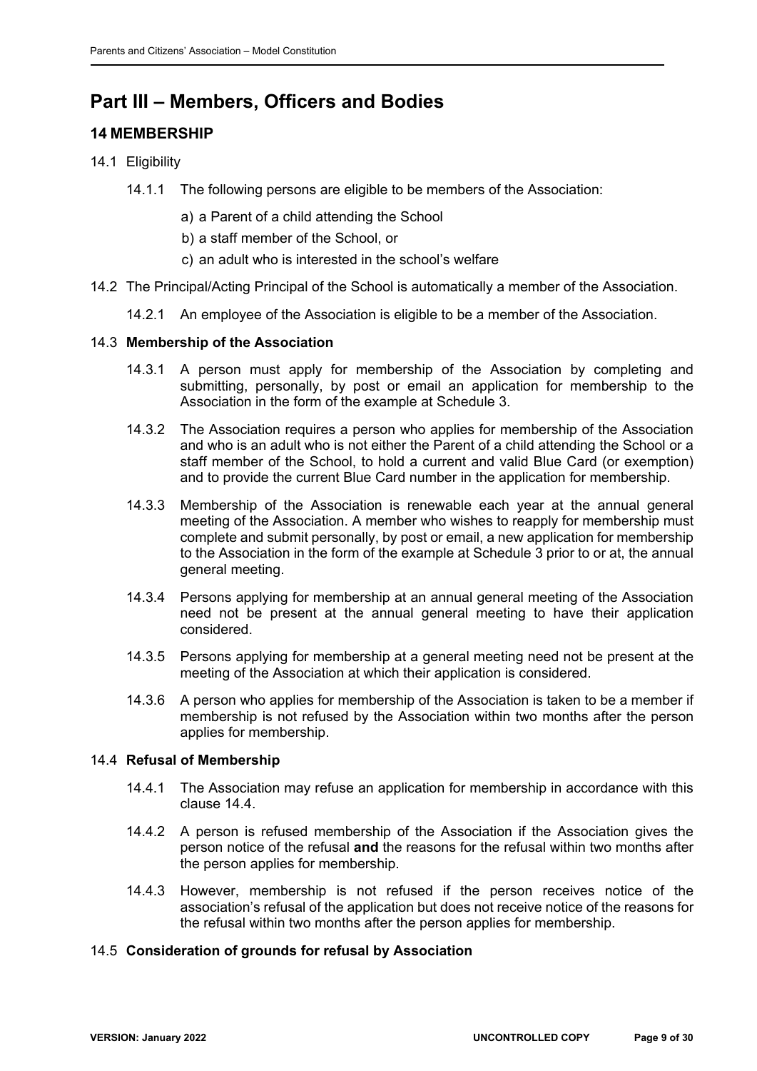# Part III – Members, Officers and Bodies

## 14 MEMBERSHIP

14.1 Eligibility

14.1.1 The following persons are eligible to be members of the Association:

a) a Parent of a child attending the School

b) a staff member of the School, or

c) an adult who is interested in the school's welfare

14.2 The Principal/Acting Principal of the School is automatically a member of the Association.

14.2.1 An employee of the Association is eligible to be a member of the Association.

14.3 **Membership of the Association**

14.3.1 A person must apply for membership of the Association by completing and submitting, personally, by post or email an application for membership to the Association in the form of the example at Schedule 3.

14.3.2 The Association requires a person who applies for membership of the Association and who is an adult who is not either the Parent of a child attending the School or a staff member of the School, to hold a current and valid Blue Card (or exemption) and to provide the current Blue Card number in the application for membership.

14.3.3 Membership of the Association is renewable each year at the annual general meeting of the Association. A member who wishes to reapply for membership must complete and submit personally, by post or email, a new application for membership to the Association in the form of the example at Schedule 3 prior to or at, the annual general meeting.

14.3.4 Persons applying for membership at an annual general meeting of the Association need not be present at the annual general meeting to have their application considered.

14.3.5 Persons applying for membership at a general meeting need not be present at the meeting of the Association at which their application is considered.

14.3.6 A person who applies for membership of the Association is taken to be a member if membership is not refused by the Association within two months after the person applies for membership.

14.4 **Refusal of Membership**

14.4.1 The Association may refuse an application for membership in accordance with this clause 14.4.

14.4.2 A person is refused membership of the Association if the Association gives the person notice of the refusal **and** the reasons for the refusal within two months after the person applies for membership.

14.4.3 However, membership is not refused if the person receives notice of the association's refusal of the application but does not receive notice of the reasons for the refusal within two months after the person applies for membership.

14.5 **Consideration of grounds for refusal by Association**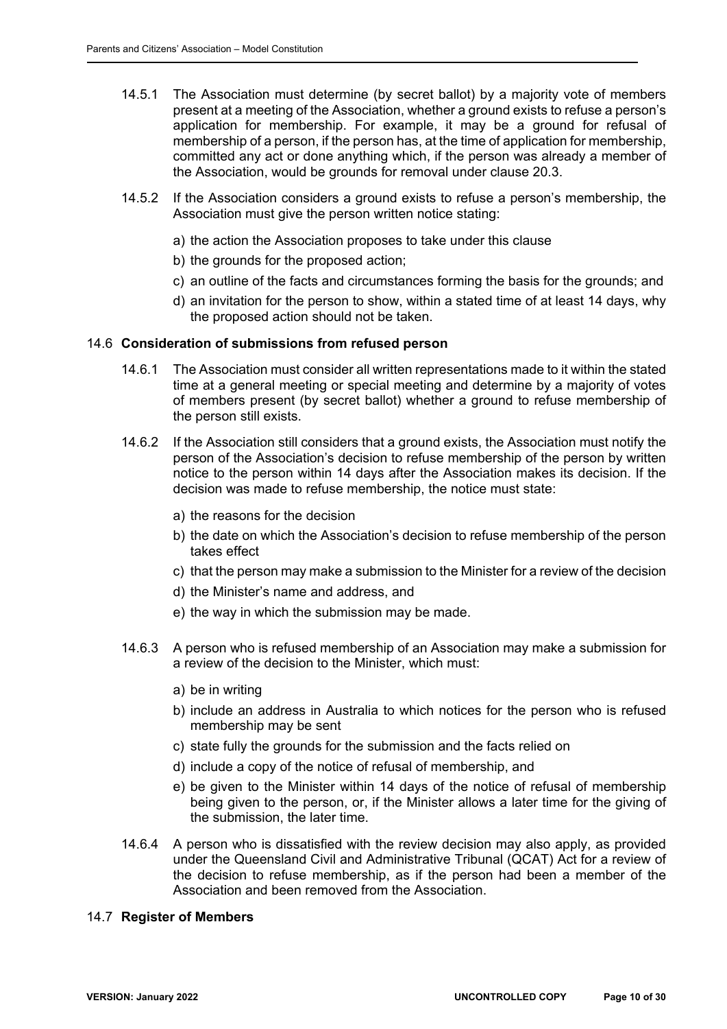14.5.1 The Association must determine (by secret ballot) by a majority vote of members present at a meeting of the Association, whether a ground exists to refuse a person's application for membership. For example, it may be a ground for refusal of membership of a person, if the person has, at the time of application for membership, committed any act or done anything which, if the person was already a member of the Association, would be grounds for removal under clause 20.3.

14.5.2 If the Association considers a ground exists to refuse a person's membership, the Association must give the person written notice stating:

a) the action the Association proposes to take under this clause

b) the grounds for the proposed action;

c) an outline of the facts and circumstances forming the basis for the grounds; and

d) an invitation for the person to show, within a stated time of at least 14 days, why the proposed action should not be taken.

## 14.6 Consideration of submissions from refused person

14.6.1 The Association must consider all written representations made to it within the stated time at a general meeting or special meeting and determine by a majority of votes of members present (by secret ballot) whether a ground to refuse membership of the person still exists.

14.6.2 If the Association still considers that a ground exists, the Association must notify the person of the Association's decision to refuse membership of the person by written notice to the person within 14 days after the Association makes its decision. If the decision was made to refuse membership, the notice must state:

a) the reasons for the decision

b) the date on which the Association's decision to refuse membership of the person takes effect

c) that the person may make a submission to the Minister for a review of the decision

d) the Minister's name and address, and

e) the way in which the submission may be made.

14.6.3 A person who is refused membership of an Association may make a submission for a review of the decision to the Minister, which must:

a) be in writing

b) include an address in Australia to which notices for the person who is refused membership may be sent

c) state fully the grounds for the submission and the facts relied on

d) include a copy of the notice of refusal of membership, and

e) be given to the Minister within 14 days of the notice of refusal of membership being given to the person, or, if the Minister allows a later time for the giving of the submission, the later time.

14.6.4 A person who is dissatisfied with the review decision may also apply, as provided under the Queensland Civil and Administrative Tribunal (QCAT) Act for a review of the decision to refuse membership, as if the person had been a member of the Association and been removed from the Association.

## 14.7 Register of Members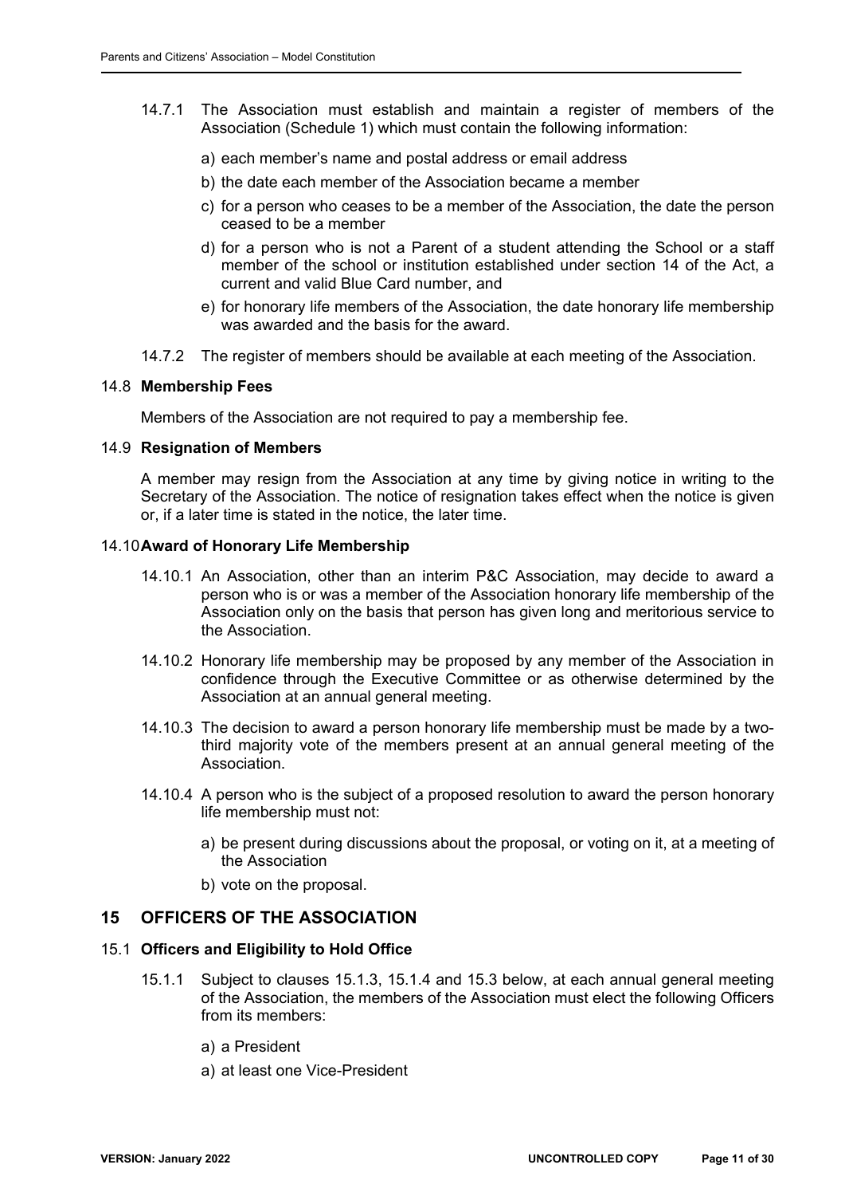14.7.1 The Association must establish and maintain a register of members of the Association (Schedule 1) which must contain the following information:

a) each member's name and postal address or email address

b) the date each member of the Association became a member

c) for a person who ceases to be a member of the Association, the date the person ceased to be a member

d) for a person who is not a Parent of a student attending the School or a staff member of the school or institution established under section 14 of the Act, a current and valid Blue Card number, and

e) for honorary life members of the Association, the date honorary life membership was awarded and the basis for the award.

14.7.2 The register of members should be available at each meeting of the Association.

### 14.8 Membership Fees

Members of the Association are not required to pay a membership fee.

### 14.9 Resignation of Members

A member may resign from the Association at any time by giving notice in writing to the Secretary of the Association. The notice of resignation takes effect when the notice is given or, if a later time is stated in the notice, the later time.

### 14.10 Award of Honorary Life Membership

14.10.1 An Association, other than an interim P&C Association, may decide to award a person who is or was a member of the Association honorary life membership of the Association only on the basis that person has given long and meritorious service to the Association.

14.10.2 Honorary life membership may be proposed by any member of the Association in confidence through the Executive Committee or as otherwise determined by the Association at an annual general meeting.

14.10.3 The decision to award a person honorary life membership must be made by a two-third majority vote of the members present at an annual general meeting of the Association.

14.10.4 A person who is the subject of a proposed resolution to award the person honorary life membership must not:

a) be present during discussions about the proposal, or voting on it, at a meeting of the Association

b) vote on the proposal.

## 15 OFFICERS OF THE ASSOCIATION

### 15.1 Officers and Eligibility to Hold Office

15.1.1 Subject to clauses 15.1.3, 15.1.4 and 15.3 below, at each annual general meeting of the Association, the members of the Association must elect the following Officers from its members:

a) a President

a) at least one Vice-President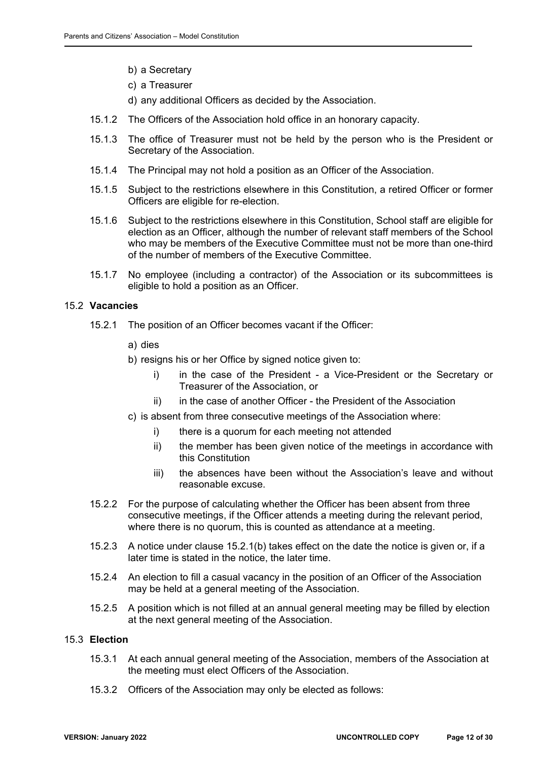b) a Secretary

c) a Treasurer

d) any additional Officers as decided by the Association.

15.1.2 The Officers of the Association hold office in an honorary capacity.

15.1.3 The office of Treasurer must not be held by the person who is the President or Secretary of the Association.

15.1.4 The Principal may not hold a position as an Officer of the Association.

15.1.5 Subject to the restrictions elsewhere in this Constitution, a retired Officer or former Officers are eligible for re-election.

15.1.6 Subject to the restrictions elsewhere in this Constitution, School staff are eligible for election as an Officer, although the number of relevant staff members of the School who may be members of the Executive Committee must not be more than one-third of the number of members of the Executive Committee.

15.1.7 No employee (including a contractor) of the Association or its subcommittees is eligible to hold a position as an Officer.

### 15.2 **Vacancies**

15.2.1 The position of an Officer becomes vacant if the Officer:

a) dies

b) resigns his or her Office by signed notice given to:

i) in the case of the President - a Vice-President or the Secretary or Treasurer of the Association, or

ii) in the case of another Officer - the President of the Association

c) is absent from three consecutive meetings of the Association where:

i) there is a quorum for each meeting not attended

ii) the member has been given notice of the meetings in accordance with this Constitution

iii) the absences have been without the Association's leave and without reasonable excuse.

15.2.2 For the purpose of calculating whether the Officer has been absent from three consecutive meetings, if the Officer attends a meeting during the relevant period, where there is no quorum, this is counted as attendance at a meeting.

15.2.3 A notice under clause 15.2.1(b) takes effect on the date the notice is given or, if a later time is stated in the notice, the later time.

15.2.4 An election to fill a casual vacancy in the position of an Officer of the Association may be held at a general meeting of the Association.

15.2.5 A position which is not filled at an annual general meeting may be filled by election at the next general meeting of the Association.

### 15.3 **Election**

15.3.1 At each annual general meeting of the Association, members of the Association at the meeting must elect Officers of the Association.

15.3.2 Officers of the Association may only be elected as follows: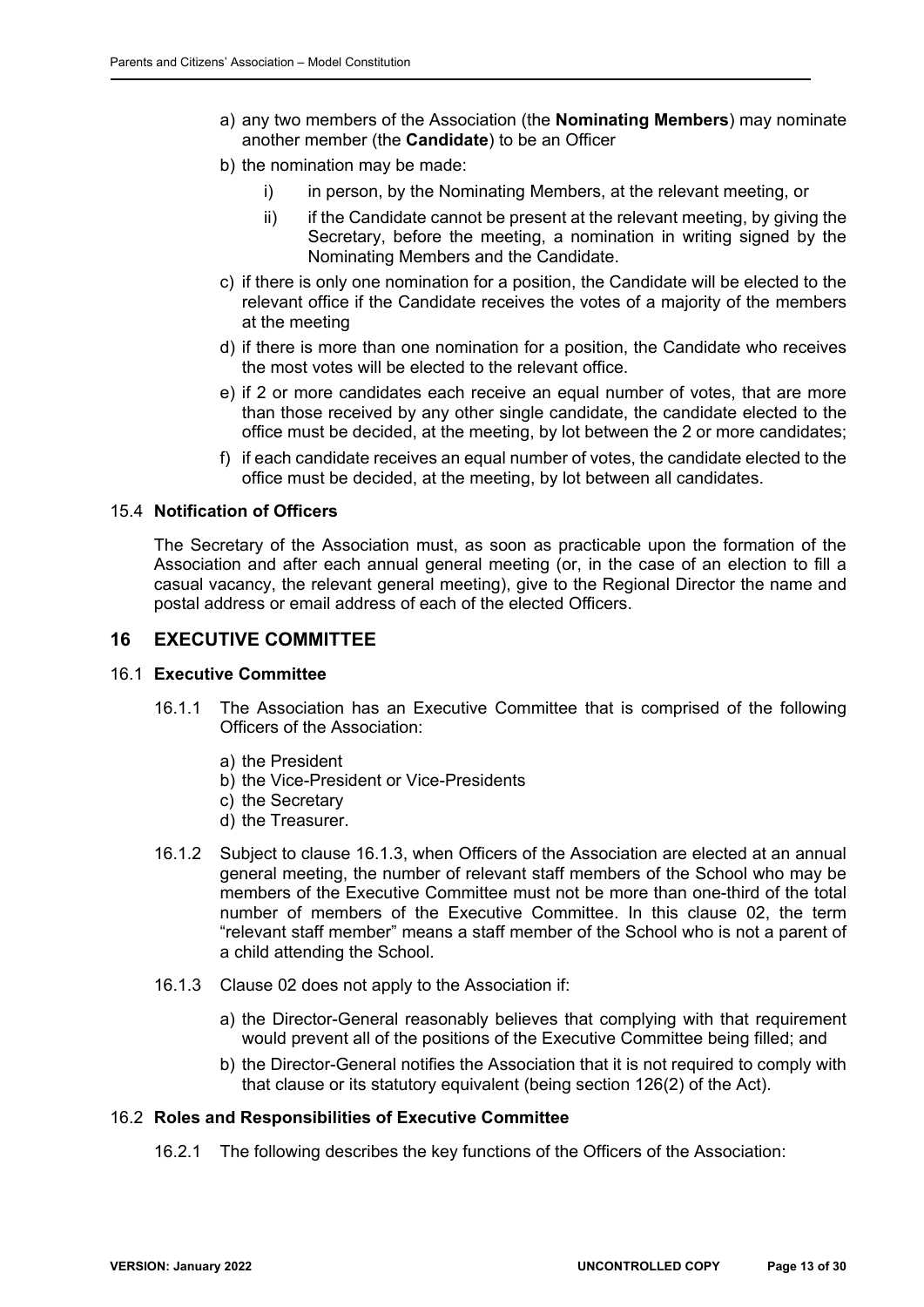a) any two members of the Association (the **Nominating Members**) may nominate another member (the **Candidate**) to be an Officer

b) the nomination may be made:

   i) in person, by the Nominating Members, at the relevant meeting, or

   ii) if the Candidate cannot be present at the relevant meeting, by giving the Secretary, before the meeting, a nomination in writing signed by the Nominating Members and the Candidate.

c) if there is only one nomination for a position, the Candidate will be elected to the relevant office if the Candidate receives the votes of a majority of the members at the meeting

d) if there is more than one nomination for a position, the Candidate who receives the most votes will be elected to the relevant office.

e) if 2 or more candidates each receive an equal number of votes, that are more than those received by any other single candidate, the candidate elected to the office must be decided, at the meeting, by lot between the 2 or more candidates;

f) if each candidate receives an equal number of votes, the candidate elected to the office must be decided, at the meeting, by lot between all candidates.

### 15.4 Notification of Officers

The Secretary of the Association must, as soon as practicable upon the formation of the Association and after each annual general meeting (or, in the case of an election to fill a casual vacancy, the relevant general meeting), give to the Regional Director the name and postal address or email address of each of the elected Officers.

## 16 EXECUTIVE COMMITTEE

### 16.1 Executive Committee

16.1.1 The Association has an Executive Committee that is comprised of the following Officers of the Association:

a) the President
b) the Vice-President or Vice-Presidents
c) the Secretary
d) the Treasurer.

16.1.2 Subject to clause 16.1.3, when Officers of the Association are elected at an annual general meeting, the number of relevant staff members of the School who may be members of the Executive Committee must not be more than one-third of the total number of members of the Executive Committee. In this clause 02, the term "relevant staff member" means a staff member of the School who is not a parent of a child attending the School.

16.1.3 Clause 02 does not apply to the Association if:

a) the Director-General reasonably believes that complying with that requirement would prevent all of the positions of the Executive Committee being filled; and

b) the Director-General notifies the Association that it is not required to comply with that clause or its statutory equivalent (being section 126(2) of the Act).

### 16.2 Roles and Responsibilities of Executive Committee

16.2.1 The following describes the key functions of the Officers of the Association: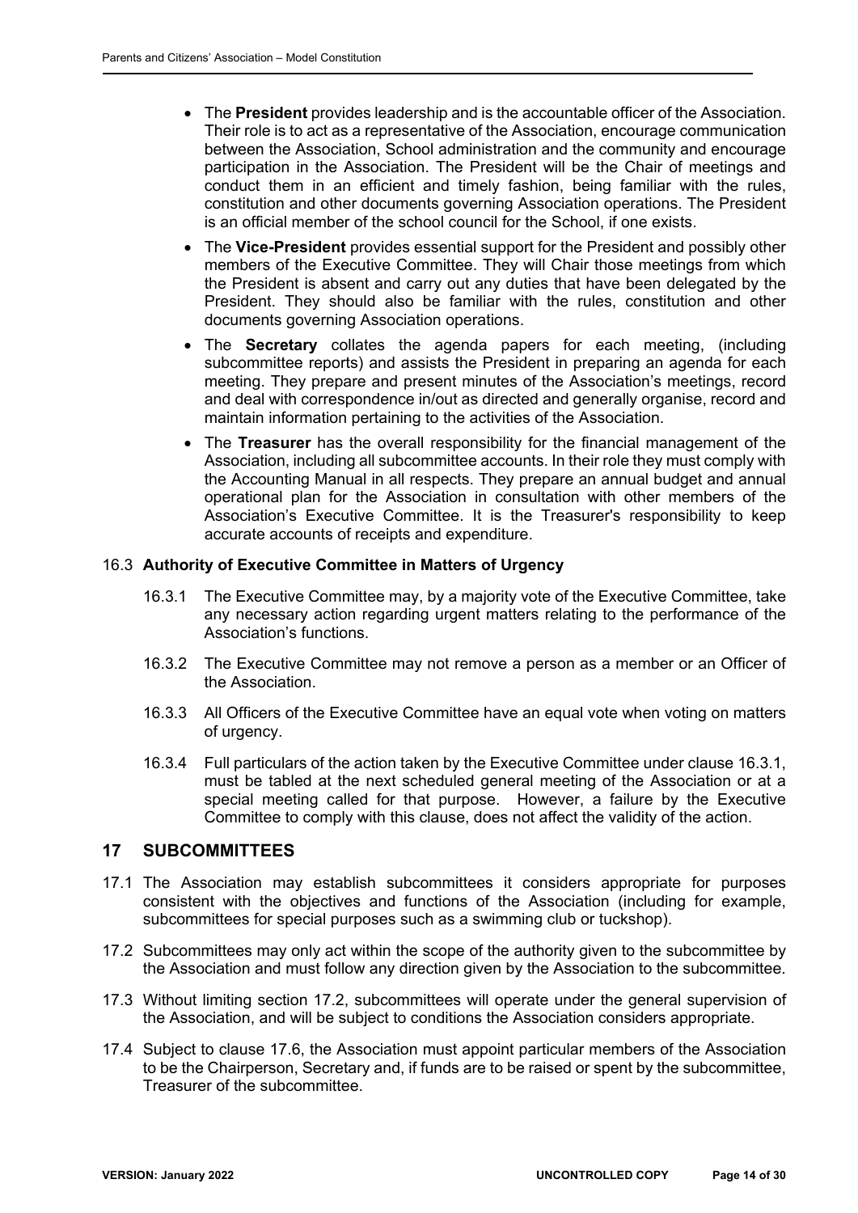- The **President** provides leadership and is the accountable officer of the Association. Their role is to act as a representative of the Association, encourage communication between the Association, School administration and the community and encourage participation in the Association. The President will be the Chair of meetings and conduct them in an efficient and timely fashion, being familiar with the rules, constitution and other documents governing Association operations. The President is an official member of the school council for the School, if one exists.
- The **Vice-President** provides essential support for the President and possibly other members of the Executive Committee. They will Chair those meetings from which the President is absent and carry out any duties that have been delegated by the President. They should also be familiar with the rules, constitution and other documents governing Association operations.
- The **Secretary** collates the agenda papers for each meeting, (including subcommittee reports) and assists the President in preparing an agenda for each meeting. They prepare and present minutes of the Association's meetings, record and deal with correspondence in/out as directed and generally organise, record and maintain information pertaining to the activities of the Association.
- The **Treasurer** has the overall responsibility for the financial management of the Association, including all subcommittee accounts. In their role they must comply with the Accounting Manual in all respects. They prepare an annual budget and annual operational plan for the Association in consultation with other members of the Association's Executive Committee. It is the Treasurer's responsibility to keep accurate accounts of receipts and expenditure.

16.3 **Authority of Executive Committee in Matters of Urgency**

16.3.1 The Executive Committee may, by a majority vote of the Executive Committee, take any necessary action regarding urgent matters relating to the performance of the Association's functions.

16.3.2 The Executive Committee may not remove a person as a member or an Officer of the Association.

16.3.3 All Officers of the Executive Committee have an equal vote when voting on matters of urgency.

16.3.4 Full particulars of the action taken by the Executive Committee under clause 16.3.1, must be tabled at the next scheduled general meeting of the Association or at a special meeting called for that purpose. However, a failure by the Executive Committee to comply with this clause, does not affect the validity of the action.

## 17 SUBCOMMITTEES

17.1 The Association may establish subcommittees it considers appropriate for purposes consistent with the objectives and functions of the Association (including for example, subcommittees for special purposes such as a swimming club or tuckshop).

17.2 Subcommittees may only act within the scope of the authority given to the subcommittee by the Association and must follow any direction given by the Association to the subcommittee.

17.3 Without limiting section 17.2, subcommittees will operate under the general supervision of the Association, and will be subject to conditions the Association considers appropriate.

17.4 Subject to clause 17.6, the Association must appoint particular members of the Association to be the Chairperson, Secretary and, if funds are to be raised or spent by the subcommittee, Treasurer of the subcommittee.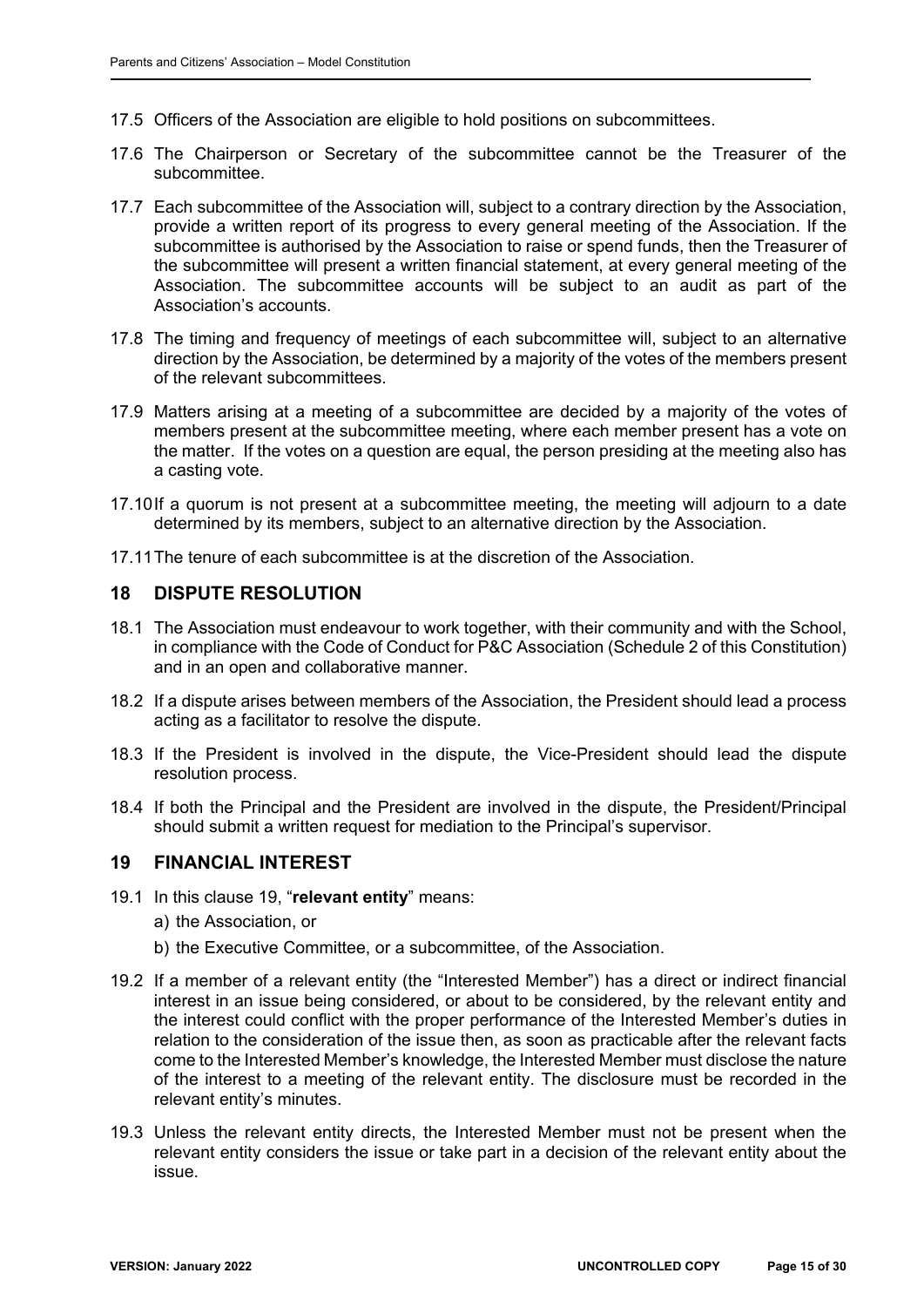17.5 Officers of the Association are eligible to hold positions on subcommittees.

17.6 The Chairperson or Secretary of the subcommittee cannot be the Treasurer of the subcommittee.

17.7 Each subcommittee of the Association will, subject to a contrary direction by the Association, provide a written report of its progress to every general meeting of the Association. If the subcommittee is authorised by the Association to raise or spend funds, then the Treasurer of the subcommittee will present a written financial statement, at every general meeting of the Association. The subcommittee accounts will be subject to an audit as part of the Association's accounts.

17.8 The timing and frequency of meetings of each subcommittee will, subject to an alternative direction by the Association, be determined by a majority of the votes of the members present of the relevant subcommittees.

17.9 Matters arising at a meeting of a subcommittee are decided by a majority of the votes of members present at the subcommittee meeting, where each member present has a vote on the matter. If the votes on a question are equal, the person presiding at the meeting also has a casting vote.

17.10 If a quorum is not present at a subcommittee meeting, the meeting will adjourn to a date determined by its members, subject to an alternative direction by the Association.

17.11 The tenure of each subcommittee is at the discretion of the Association.

## 18 DISPUTE RESOLUTION

18.1 The Association must endeavour to work together, with their community and with the School, in compliance with the Code of Conduct for P&C Association (Schedule 2 of this Constitution) and in an open and collaborative manner.

18.2 If a dispute arises between members of the Association, the President should lead a process acting as a facilitator to resolve the dispute.

18.3 If the President is involved in the dispute, the Vice-President should lead the dispute resolution process.

18.4 If both the Principal and the President are involved in the dispute, the President/Principal should submit a written request for mediation to the Principal's supervisor.

## 19 FINANCIAL INTEREST

19.1 In this clause 19, "**relevant entity**" means:

a) the Association, or

b) the Executive Committee, or a subcommittee, of the Association.

19.2 If a member of a relevant entity (the "Interested Member") has a direct or indirect financial interest in an issue being considered, or about to be considered, by the relevant entity and the interest could conflict with the proper performance of the Interested Member's duties in relation to the consideration of the issue then, as soon as practicable after the relevant facts come to the Interested Member's knowledge, the Interested Member must disclose the nature of the interest to a meeting of the relevant entity. The disclosure must be recorded in the relevant entity's minutes.

19.3 Unless the relevant entity directs, the Interested Member must not be present when the relevant entity considers the issue or take part in a decision of the relevant entity about the issue.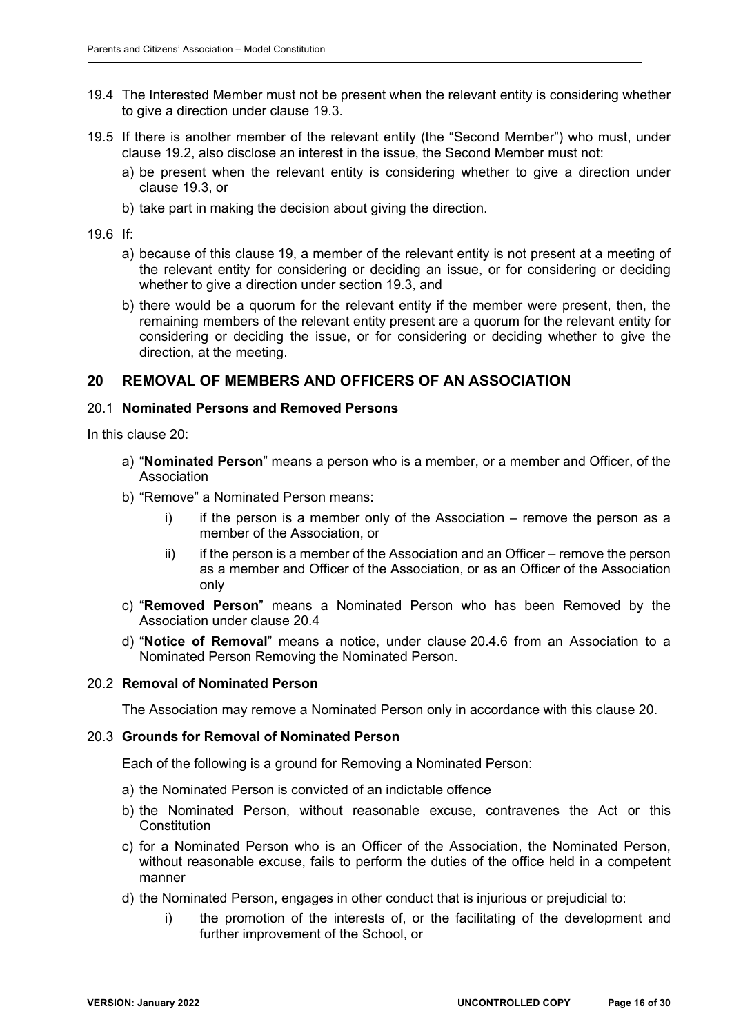19.4 The Interested Member must not be present when the relevant entity is considering whether to give a direction under clause 19.3.

19.5 If there is another member of the relevant entity (the "Second Member") who must, under clause 19.2, also disclose an interest in the issue, the Second Member must not:

a) be present when the relevant entity is considering whether to give a direction under clause 19.3, or

b) take part in making the decision about giving the direction.

19.6 If:

a) because of this clause 19, a member of the relevant entity is not present at a meeting of the relevant entity for considering or deciding an issue, or for considering or deciding whether to give a direction under section 19.3, and

b) there would be a quorum for the relevant entity if the member were present, then, the remaining members of the relevant entity present are a quorum for the relevant entity for considering or deciding the issue, or for considering or deciding whether to give the direction, at the meeting.

## 20 REMOVAL OF MEMBERS AND OFFICERS OF AN ASSOCIATION

### 20.1 Nominated Persons and Removed Persons

In this clause 20:

a) "**Nominated Person**" means a person who is a member, or a member and Officer, of the Association

b) "Remove" a Nominated Person means:

   i) if the person is a member only of the Association – remove the person as a member of the Association, or

   ii) if the person is a member of the Association and an Officer – remove the person as a member and Officer of the Association, or as an Officer of the Association only

c) "**Removed Person**" means a Nominated Person who has been Removed by the Association under clause 20.4

d) "**Notice of Removal**" means a notice, under clause 20.4.6 from an Association to a Nominated Person Removing the Nominated Person.

### 20.2 Removal of Nominated Person

The Association may remove a Nominated Person only in accordance with this clause 20.

### 20.3 Grounds for Removal of Nominated Person

Each of the following is a ground for Removing a Nominated Person:

a) the Nominated Person is convicted of an indictable offence

b) the Nominated Person, without reasonable excuse, contravenes the Act or this Constitution

c) for a Nominated Person who is an Officer of the Association, the Nominated Person, without reasonable excuse, fails to perform the duties of the office held in a competent manner

d) the Nominated Person, engages in other conduct that is injurious or prejudicial to:

   i) the promotion of the interests of, or the facilitating of the development and further improvement of the School, or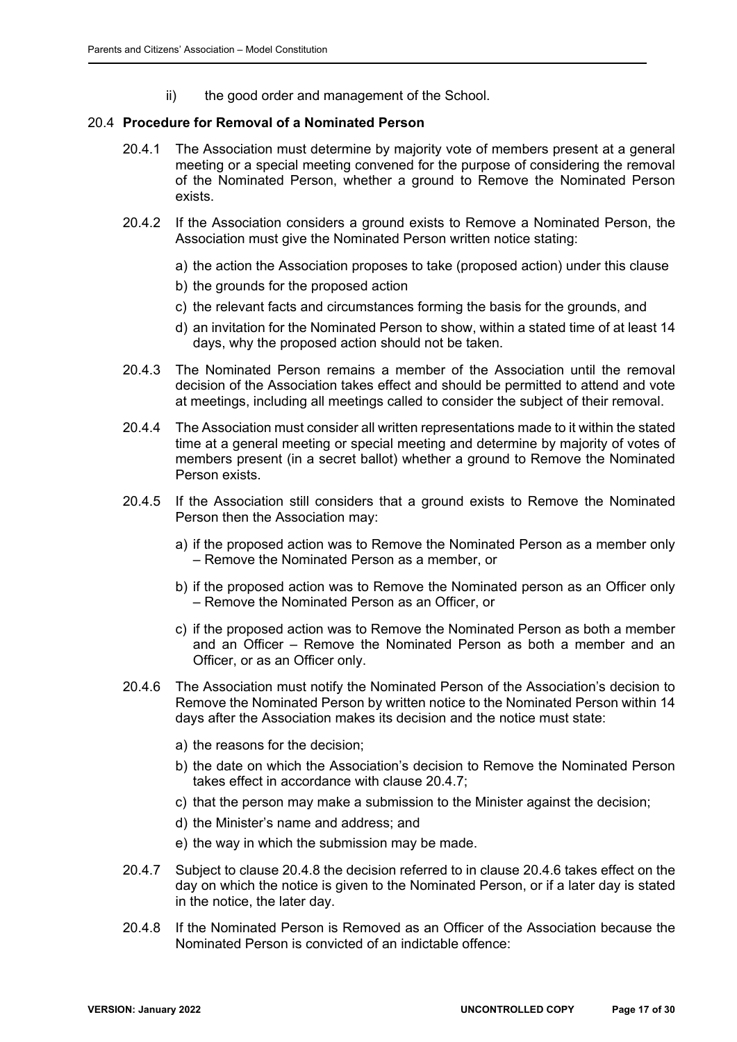ii) the good order and management of the School.

### 20.4 Procedure for Removal of a Nominated Person

20.4.1 The Association must determine by majority vote of members present at a general meeting or a special meeting convened for the purpose of considering the removal of the Nominated Person, whether a ground to Remove the Nominated Person exists.

20.4.2 If the Association considers a ground exists to Remove a Nominated Person, the Association must give the Nominated Person written notice stating:

a) the action the Association proposes to take (proposed action) under this clause
b) the grounds for the proposed action
c) the relevant facts and circumstances forming the basis for the grounds, and
d) an invitation for the Nominated Person to show, within a stated time of at least 14 days, why the proposed action should not be taken.

20.4.3 The Nominated Person remains a member of the Association until the removal decision of the Association takes effect and should be permitted to attend and vote at meetings, including all meetings called to consider the subject of their removal.

20.4.4 The Association must consider all written representations made to it within the stated time at a general meeting or special meeting and determine by majority of votes of members present (in a secret ballot) whether a ground to Remove the Nominated Person exists.

20.4.5 If the Association still considers that a ground exists to Remove the Nominated Person then the Association may:

a) if the proposed action was to Remove the Nominated Person as a member only – Remove the Nominated Person as a member, or
b) if the proposed action was to Remove the Nominated person as an Officer only – Remove the Nominated Person as an Officer, or
c) if the proposed action was to Remove the Nominated Person as both a member and an Officer – Remove the Nominated Person as both a member and an Officer, or as an Officer only.

20.4.6 The Association must notify the Nominated Person of the Association's decision to Remove the Nominated Person by written notice to the Nominated Person within 14 days after the Association makes its decision and the notice must state:

a) the reasons for the decision;
b) the date on which the Association's decision to Remove the Nominated Person takes effect in accordance with clause 20.4.7;
c) that the person may make a submission to the Minister against the decision;
d) the Minister's name and address; and
e) the way in which the submission may be made.

20.4.7 Subject to clause 20.4.8 the decision referred to in clause 20.4.6 takes effect on the day on which the notice is given to the Nominated Person, or if a later day is stated in the notice, the later day.

20.4.8 If the Nominated Person is Removed as an Officer of the Association because the Nominated Person is convicted of an indictable offence: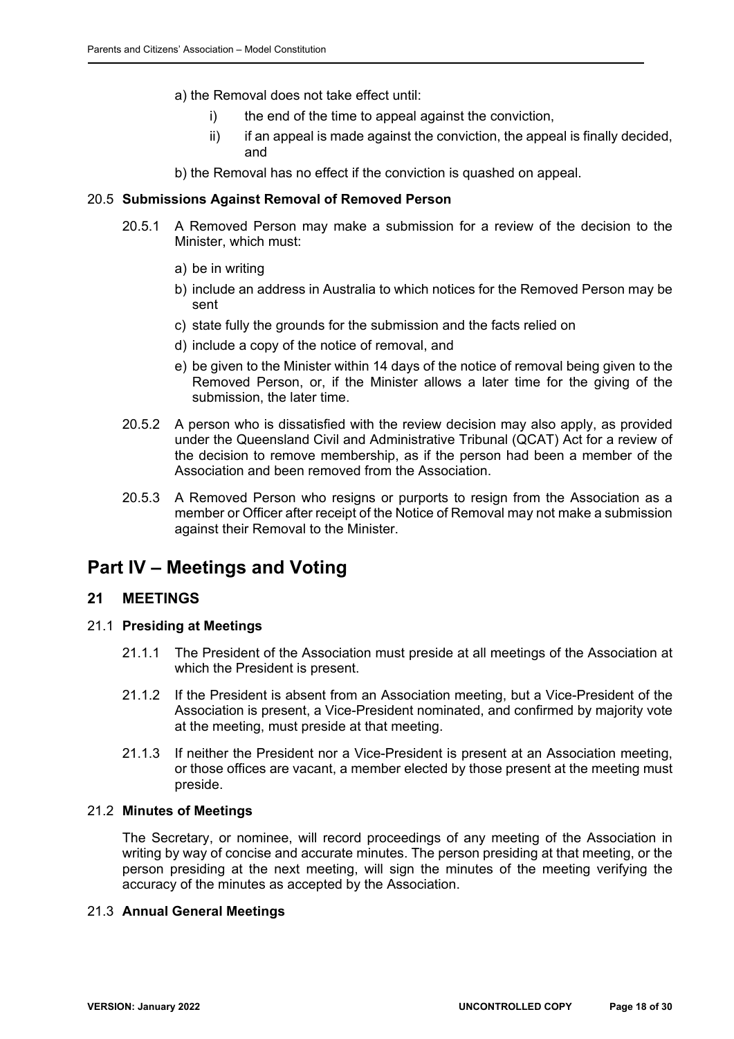a) the Removal does not take effect until:

  i) the end of the time to appeal against the conviction,

  ii) if an appeal is made against the conviction, the appeal is finally decided, and

b) the Removal has no effect if the conviction is quashed on appeal.

### 20.5 **Submissions Against Removal of Removed Person**

20.5.1 A Removed Person may make a submission for a review of the decision to the Minister, which must:

a) be in writing

b) include an address in Australia to which notices for the Removed Person may be sent

c) state fully the grounds for the submission and the facts relied on

d) include a copy of the notice of removal, and

e) be given to the Minister within 14 days of the notice of removal being given to the Removed Person, or, if the Minister allows a later time for the giving of the submission, the later time.

20.5.2 A person who is dissatisfied with the review decision may also apply, as provided under the Queensland Civil and Administrative Tribunal (QCAT) Act for a review of the decision to remove membership, as if the person had been a member of the Association and been removed from the Association.

20.5.3 A Removed Person who resigns or purports to resign from the Association as a member or Officer after receipt of the Notice of Removal may not make a submission against their Removal to the Minister.

# Part IV – Meetings and Voting

## 21 MEETINGS

### 21.1 **Presiding at Meetings**

21.1.1 The President of the Association must preside at all meetings of the Association at which the President is present.

21.1.2 If the President is absent from an Association meeting, but a Vice-President of the Association is present, a Vice-President nominated, and confirmed by majority vote at the meeting, must preside at that meeting.

21.1.3 If neither the President nor a Vice-President is present at an Association meeting, or those offices are vacant, a member elected by those present at the meeting must preside.

### 21.2 **Minutes of Meetings**

The Secretary, or nominee, will record proceedings of any meeting of the Association in writing by way of concise and accurate minutes. The person presiding at that meeting, or the person presiding at the next meeting, will sign the minutes of the meeting verifying the accuracy of the minutes as accepted by the Association.

### 21.3 **Annual General Meetings**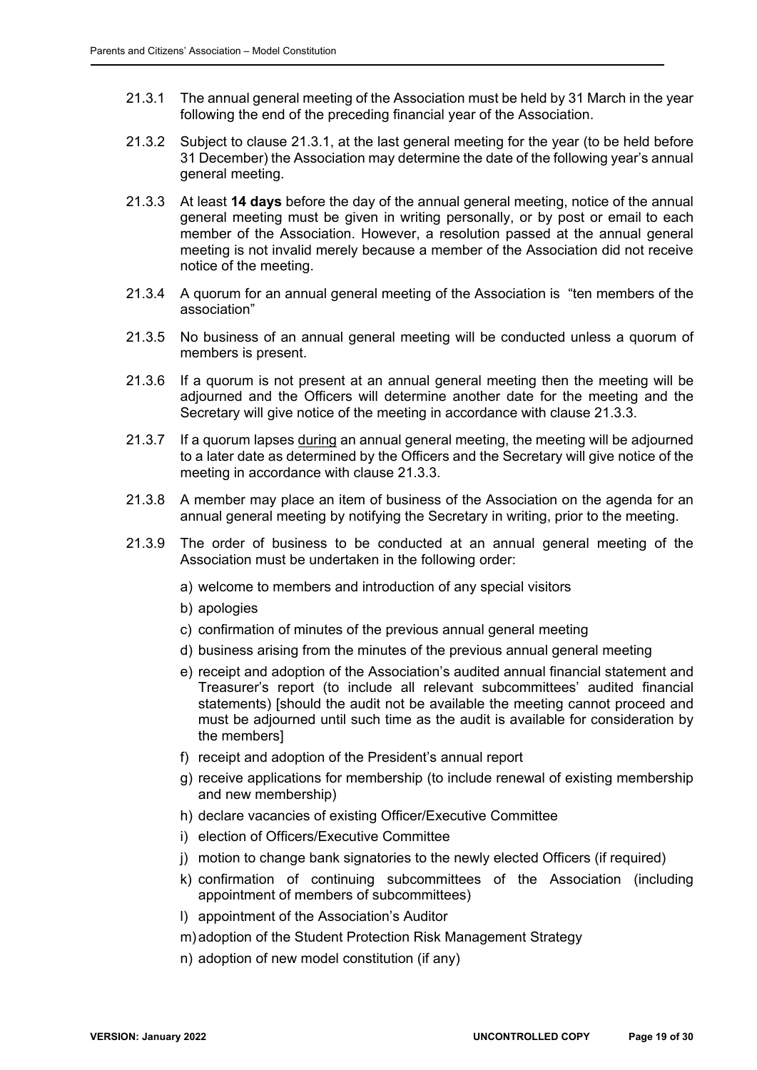21.3.1 The annual general meeting of the Association must be held by 31 March in the year following the end of the preceding financial year of the Association.

21.3.2 Subject to clause 21.3.1, at the last general meeting for the year (to be held before 31 December) the Association may determine the date of the following year's annual general meeting.

21.3.3 At least **14 days** before the day of the annual general meeting, notice of the annual general meeting must be given in writing personally, or by post or email to each member of the Association. However, a resolution passed at the annual general meeting is not invalid merely because a member of the Association did not receive notice of the meeting.

21.3.4 A quorum for an annual general meeting of the Association is "ten members of the association"

21.3.5 No business of an annual general meeting will be conducted unless a quorum of members is present.

21.3.6 If a quorum is not present at an annual general meeting then the meeting will be adjourned and the Officers will determine another date for the meeting and the Secretary will give notice of the meeting in accordance with clause 21.3.3.

21.3.7 If a quorum lapses <u>during</u> an annual general meeting, the meeting will be adjourned to a later date as determined by the Officers and the Secretary will give notice of the meeting in accordance with clause 21.3.3.

21.3.8 A member may place an item of business of the Association on the agenda for an annual general meeting by notifying the Secretary in writing, prior to the meeting.

21.3.9 The order of business to be conducted at an annual general meeting of the Association must be undertaken in the following order:

a) welcome to members and introduction of any special visitors
b) apologies
c) confirmation of minutes of the previous annual general meeting
d) business arising from the minutes of the previous annual general meeting
e) receipt and adoption of the Association's audited annual financial statement and Treasurer's report (to include all relevant subcommittees' audited financial statements) [should the audit not be available the meeting cannot proceed and must be adjourned until such time as the audit is available for consideration by the members]
f) receipt and adoption of the President's annual report
g) receive applications for membership (to include renewal of existing membership and new membership)
h) declare vacancies of existing Officer/Executive Committee
i) election of Officers/Executive Committee
j) motion to change bank signatories to the newly elected Officers (if required)
k) confirmation of continuing subcommittees of the Association (including appointment of members of subcommittees)
l) appointment of the Association's Auditor
m) adoption of the Student Protection Risk Management Strategy
n) adoption of new model constitution (if any)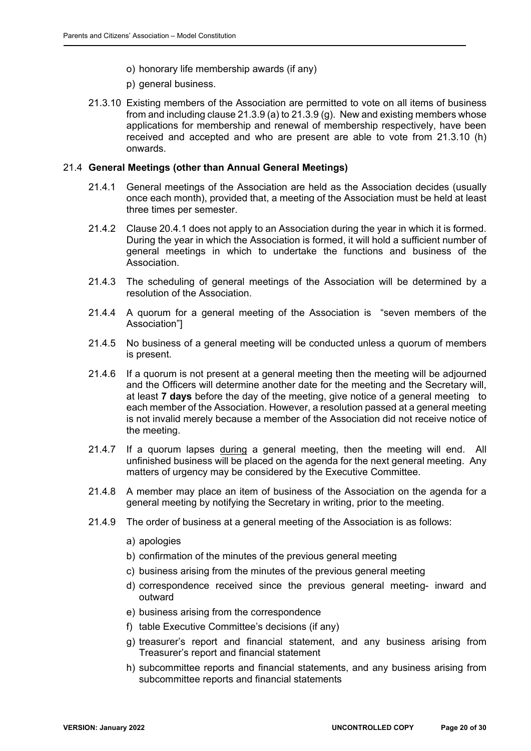o) honorary life membership awards (if any)

p) general business.

21.3.10 Existing members of the Association are permitted to vote on all items of business from and including clause 21.3.9 (a) to 21.3.9 (g). New and existing members whose applications for membership and renewal of membership respectively, have been received and accepted and who are present are able to vote from 21.3.10 (h) onwards.

## 21.4 **General Meetings (other than Annual General Meetings)**

21.4.1 General meetings of the Association are held as the Association decides (usually once each month), provided that, a meeting of the Association must be held at least three times per semester.

21.4.2 Clause 20.4.1 does not apply to an Association during the year in which it is formed. During the year in which the Association is formed, it will hold a sufficient number of general meetings in which to undertake the functions and business of the Association.

21.4.3 The scheduling of general meetings of the Association will be determined by a resolution of the Association.

21.4.4 A quorum for a general meeting of the Association is "seven members of the Association"]

21.4.5 No business of a general meeting will be conducted unless a quorum of members is present.

21.4.6 If a quorum is not present at a general meeting then the meeting will be adjourned and the Officers will determine another date for the meeting and the Secretary will, at least **7 days** before the day of the meeting, give notice of a general meeting to each member of the Association. However, a resolution passed at a general meeting is not invalid merely because a member of the Association did not receive notice of the meeting.

21.4.7 If a quorum lapses <u>during</u> a general meeting, then the meeting will end. All unfinished business will be placed on the agenda for the next general meeting. Any matters of urgency may be considered by the Executive Committee.

21.4.8 A member may place an item of business of the Association on the agenda for a general meeting by notifying the Secretary in writing, prior to the meeting.

21.4.9 The order of business at a general meeting of the Association is as follows:

a) apologies

b) confirmation of the minutes of the previous general meeting

c) business arising from the minutes of the previous general meeting

d) correspondence received since the previous general meeting- inward and outward

e) business arising from the correspondence

f) table Executive Committee's decisions (if any)

g) treasurer's report and financial statement, and any business arising from Treasurer's report and financial statement

h) subcommittee reports and financial statements, and any business arising from subcommittee reports and financial statements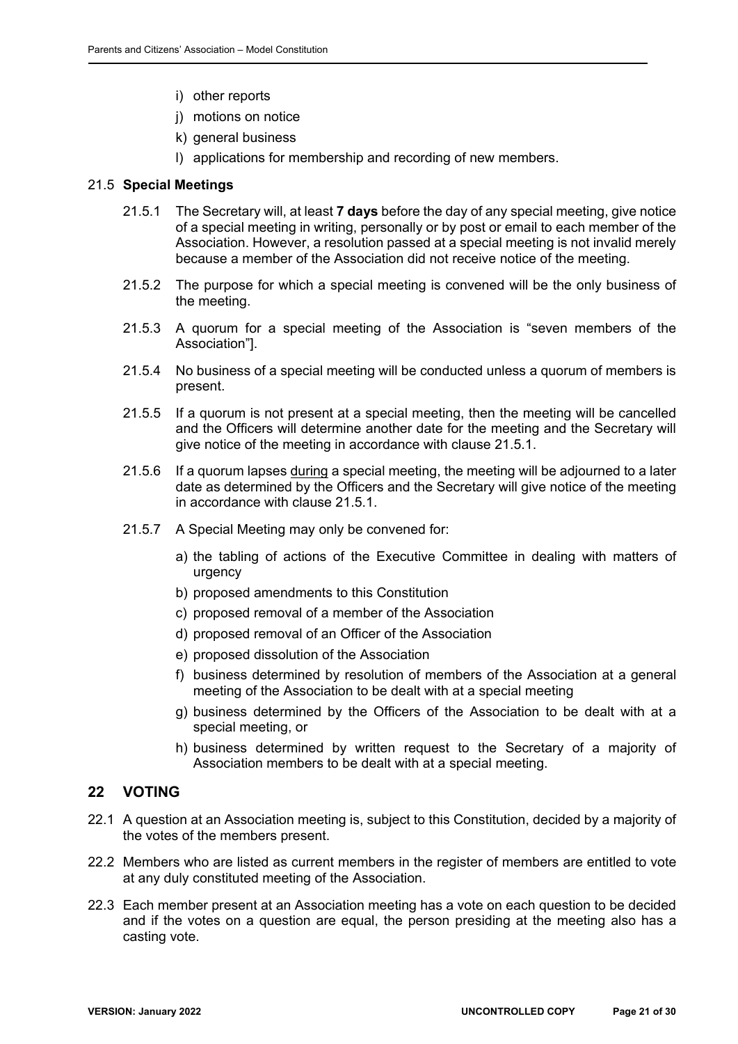i) other reports
j) motions on notice
k) general business
l) applications for membership and recording of new members.

### 21.5 **Special Meetings**

21.5.1 The Secretary will, at least **7 days** before the day of any special meeting, give notice of a special meeting in writing, personally or by post or email to each member of the Association. However, a resolution passed at a special meeting is not invalid merely because a member of the Association did not receive notice of the meeting.

21.5.2 The purpose for which a special meeting is convened will be the only business of the meeting.

21.5.3 A quorum for a special meeting of the Association is "seven members of the Association"].

21.5.4 No business of a special meeting will be conducted unless a quorum of members is present.

21.5.5 If a quorum is not present at a special meeting, then the meeting will be cancelled and the Officers will determine another date for the meeting and the Secretary will give notice of the meeting in accordance with clause 21.5.1.

21.5.6 If a quorum lapses <u>during</u> a special meeting, the meeting will be adjourned to a later date as determined by the Officers and the Secretary will give notice of the meeting in accordance with clause 21.5.1.

21.5.7 A Special Meeting may only be convened for:

a) the tabling of actions of the Executive Committee in dealing with matters of urgency
b) proposed amendments to this Constitution
c) proposed removal of a member of the Association
d) proposed removal of an Officer of the Association
e) proposed dissolution of the Association
f) business determined by resolution of members of the Association at a general meeting of the Association to be dealt with at a special meeting
g) business determined by the Officers of the Association to be dealt with at a special meeting, or
h) business determined by written request to the Secretary of a majority of Association members to be dealt with at a special meeting.

## 22 VOTING

22.1 A question at an Association meeting is, subject to this Constitution, decided by a majority of the votes of the members present.

22.2 Members who are listed as current members in the register of members are entitled to vote at any duly constituted meeting of the Association.

22.3 Each member present at an Association meeting has a vote on each question to be decided and if the votes on a question are equal, the person presiding at the meeting also has a casting vote.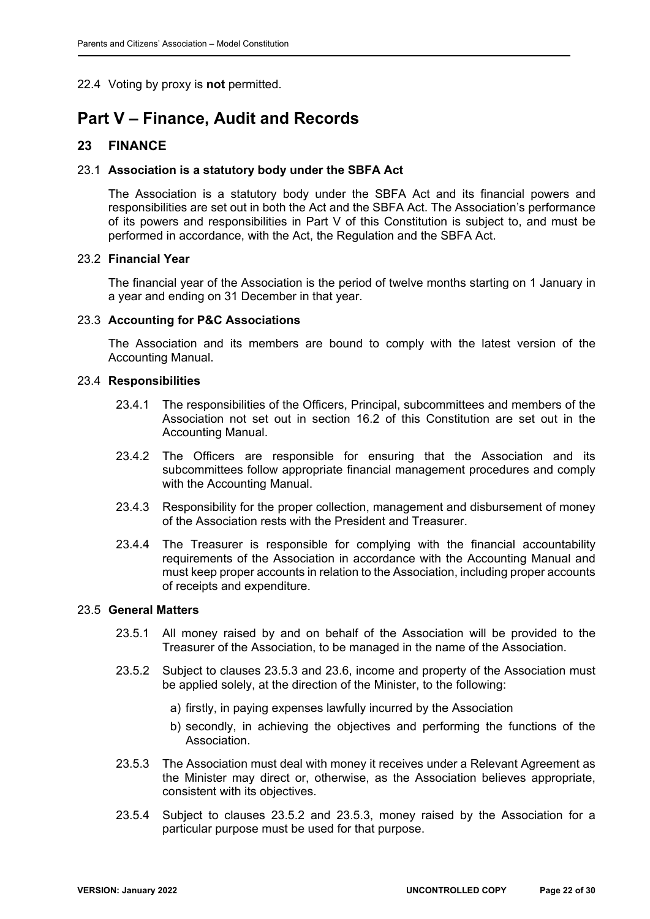22.4 Voting by proxy is **not** permitted.

# Part V – Finance, Audit and Records

## 23 FINANCE

### 23.1 Association is a statutory body under the SBFA Act

The Association is a statutory body under the SBFA Act and its financial powers and responsibilities are set out in both the Act and the SBFA Act. The Association's performance of its powers and responsibilities in Part V of this Constitution is subject to, and must be performed in accordance, with the Act, the Regulation and the SBFA Act.

### 23.2 Financial Year

The financial year of the Association is the period of twelve months starting on 1 January in a year and ending on 31 December in that year.

### 23.3 Accounting for P&C Associations

The Association and its members are bound to comply with the latest version of the Accounting Manual.

### 23.4 Responsibilities

23.4.1 The responsibilities of the Officers, Principal, subcommittees and members of the Association not set out in section 16.2 of this Constitution are set out in the Accounting Manual.

23.4.2 The Officers are responsible for ensuring that the Association and its subcommittees follow appropriate financial management procedures and comply with the Accounting Manual.

23.4.3 Responsibility for the proper collection, management and disbursement of money of the Association rests with the President and Treasurer.

23.4.4 The Treasurer is responsible for complying with the financial accountability requirements of the Association in accordance with the Accounting Manual and must keep proper accounts in relation to the Association, including proper accounts of receipts and expenditure.

### 23.5 General Matters

23.5.1 All money raised by and on behalf of the Association will be provided to the Treasurer of the Association, to be managed in the name of the Association.

23.5.2 Subject to clauses 23.5.3 and 23.6, income and property of the Association must be applied solely, at the direction of the Minister, to the following:

a) firstly, in paying expenses lawfully incurred by the Association
b) secondly, in achieving the objectives and performing the functions of the Association.

23.5.3 The Association must deal with money it receives under a Relevant Agreement as the Minister may direct or, otherwise, as the Association believes appropriate, consistent with its objectives.

23.5.4 Subject to clauses 23.5.2 and 23.5.3, money raised by the Association for a particular purpose must be used for that purpose.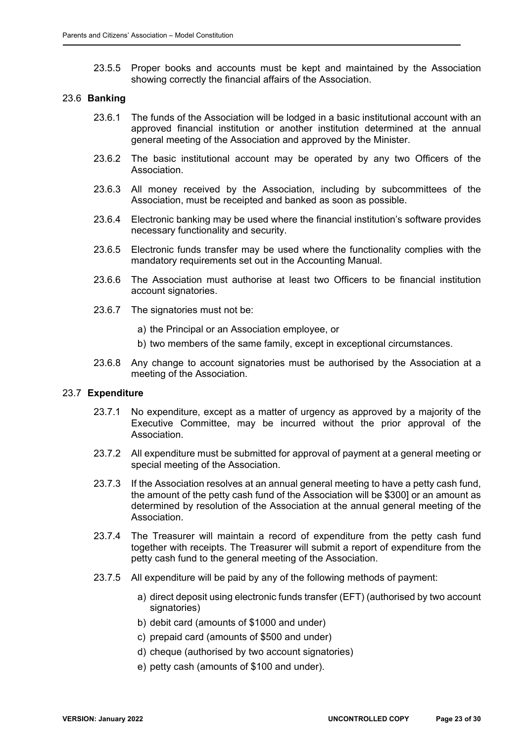23.5.5 Proper books and accounts must be kept and maintained by the Association showing correctly the financial affairs of the Association.

### 23.6 **Banking**

23.6.1 The funds of the Association will be lodged in a basic institutional account with an approved financial institution or another institution determined at the annual general meeting of the Association and approved by the Minister.

23.6.2 The basic institutional account may be operated by any two Officers of the Association.

23.6.3 All money received by the Association, including by subcommittees of the Association, must be receipted and banked as soon as possible.

23.6.4 Electronic banking may be used where the financial institution's software provides necessary functionality and security.

23.6.5 Electronic funds transfer may be used where the functionality complies with the mandatory requirements set out in the Accounting Manual.

23.6.6 The Association must authorise at least two Officers to be financial institution account signatories.

23.6.7 The signatories must not be:

a) the Principal or an Association employee, or

b) two members of the same family, except in exceptional circumstances.

23.6.8 Any change to account signatories must be authorised by the Association at a meeting of the Association.

### 23.7 **Expenditure**

23.7.1 No expenditure, except as a matter of urgency as approved by a majority of the Executive Committee, may be incurred without the prior approval of the Association.

23.7.2 All expenditure must be submitted for approval of payment at a general meeting or special meeting of the Association.

23.7.3 If the Association resolves at an annual general meeting to have a petty cash fund, the amount of the petty cash fund of the Association will be $300] or an amount as determined by resolution of the Association at the annual general meeting of the Association.

23.7.4 The Treasurer will maintain a record of expenditure from the petty cash fund together with receipts. The Treasurer will submit a report of expenditure from the petty cash fund to the general meeting of the Association.

23.7.5 All expenditure will be paid by any of the following methods of payment:

a) direct deposit using electronic funds transfer (EFT) (authorised by two account signatories)

b) debit card (amounts of $1000 and under)

c) prepaid card (amounts of $500 and under)

d) cheque (authorised by two account signatories)

e) petty cash (amounts of $100 and under).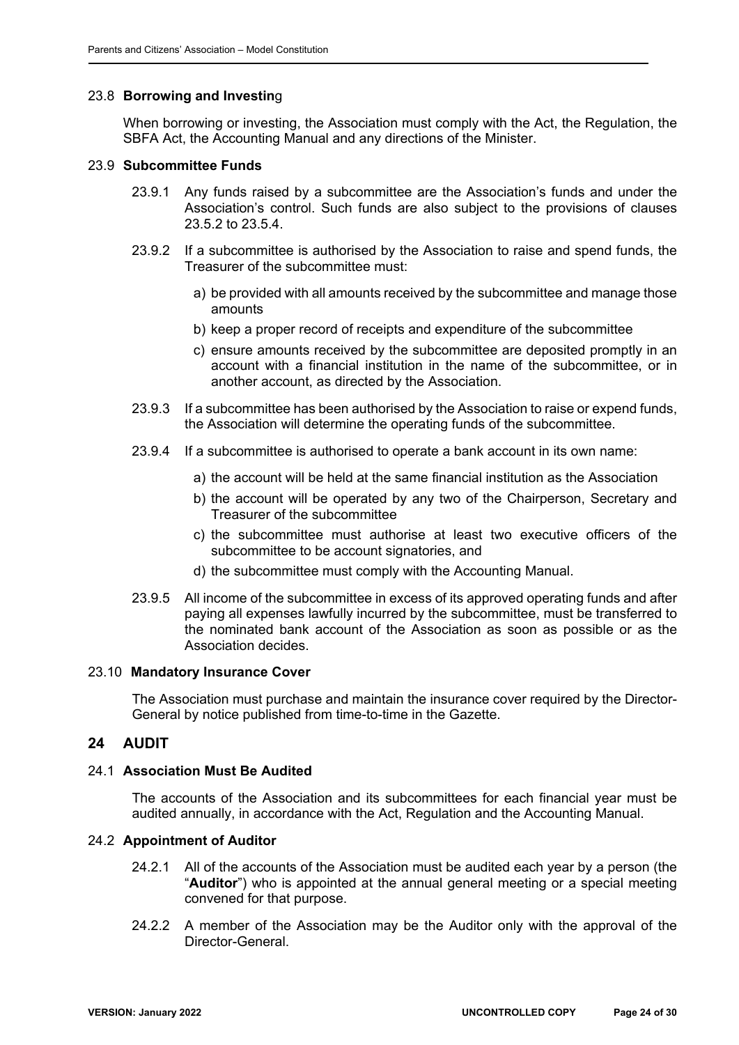### 23.8 **Borrowing and Investing**

When borrowing or investing, the Association must comply with the Act, the Regulation, the SBFA Act, the Accounting Manual and any directions of the Minister.

### 23.9 **Subcommittee Funds**

23.9.1 Any funds raised by a subcommittee are the Association's funds and under the Association's control. Such funds are also subject to the provisions of clauses 23.5.2 to 23.5.4.

23.9.2 If a subcommittee is authorised by the Association to raise and spend funds, the Treasurer of the subcommittee must:

a) be provided with all amounts received by the subcommittee and manage those amounts

b) keep a proper record of receipts and expenditure of the subcommittee

c) ensure amounts received by the subcommittee are deposited promptly in an account with a financial institution in the name of the subcommittee, or in another account, as directed by the Association.

23.9.3 If a subcommittee has been authorised by the Association to raise or expend funds, the Association will determine the operating funds of the subcommittee.

23.9.4 If a subcommittee is authorised to operate a bank account in its own name:

a) the account will be held at the same financial institution as the Association

b) the account will be operated by any two of the Chairperson, Secretary and Treasurer of the subcommittee

c) the subcommittee must authorise at least two executive officers of the subcommittee to be account signatories, and

d) the subcommittee must comply with the Accounting Manual.

23.9.5 All income of the subcommittee in excess of its approved operating funds and after paying all expenses lawfully incurred by the subcommittee, must be transferred to the nominated bank account of the Association as soon as possible or as the Association decides.

### 23.10 **Mandatory Insurance Cover**

The Association must purchase and maintain the insurance cover required by the Director-General by notice published from time-to-time in the Gazette.

## 24 AUDIT

### 24.1 **Association Must Be Audited**

The accounts of the Association and its subcommittees for each financial year must be audited annually, in accordance with the Act, Regulation and the Accounting Manual.

### 24.2 **Appointment of Auditor**

24.2.1 All of the accounts of the Association must be audited each year by a person (the "**Auditor**") who is appointed at the annual general meeting or a special meeting convened for that purpose.

24.2.2 A member of the Association may be the Auditor only with the approval of the Director-General.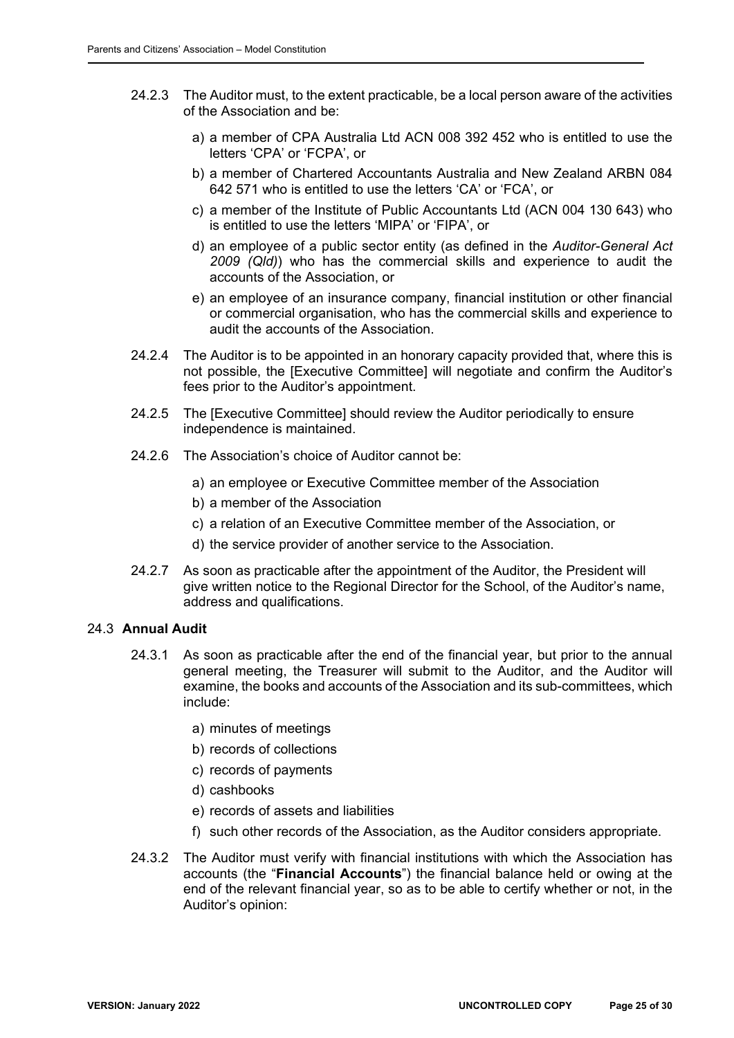24.2.3 The Auditor must, to the extent practicable, be a local person aware of the activities of the Association and be:

a) a member of CPA Australia Ltd ACN 008 392 452 who is entitled to use the letters 'CPA' or 'FCPA', or

b) a member of Chartered Accountants Australia and New Zealand ARBN 084 642 571 who is entitled to use the letters 'CA' or 'FCA', or

c) a member of the Institute of Public Accountants Ltd (ACN 004 130 643) who is entitled to use the letters 'MIPA' or 'FIPA', or

d) an employee of a public sector entity (as defined in the *Auditor-General Act 2009 (Qld)*) who has the commercial skills and experience to audit the accounts of the Association, or

e) an employee of an insurance company, financial institution or other financial or commercial organisation, who has the commercial skills and experience to audit the accounts of the Association.

24.2.4 The Auditor is to be appointed in an honorary capacity provided that, where this is not possible, the [Executive Committee] will negotiate and confirm the Auditor's fees prior to the Auditor's appointment.

24.2.5 The [Executive Committee] should review the Auditor periodically to ensure independence is maintained.

24.2.6 The Association's choice of Auditor cannot be:

a) an employee or Executive Committee member of the Association

b) a member of the Association

c) a relation of an Executive Committee member of the Association, or

d) the service provider of another service to the Association.

24.2.7 As soon as practicable after the appointment of the Auditor, the President will give written notice to the Regional Director for the School, of the Auditor's name, address and qualifications.

### 24.3 **Annual Audit**

24.3.1 As soon as practicable after the end of the financial year, but prior to the annual general meeting, the Treasurer will submit to the Auditor, and the Auditor will examine, the books and accounts of the Association and its sub-committees, which include:

a) minutes of meetings

b) records of collections

c) records of payments

d) cashbooks

e) records of assets and liabilities

f) such other records of the Association, as the Auditor considers appropriate.

24.3.2 The Auditor must verify with financial institutions with which the Association has accounts (the "**Financial Accounts**") the financial balance held or owing at the end of the relevant financial year, so as to be able to certify whether or not, in the Auditor's opinion: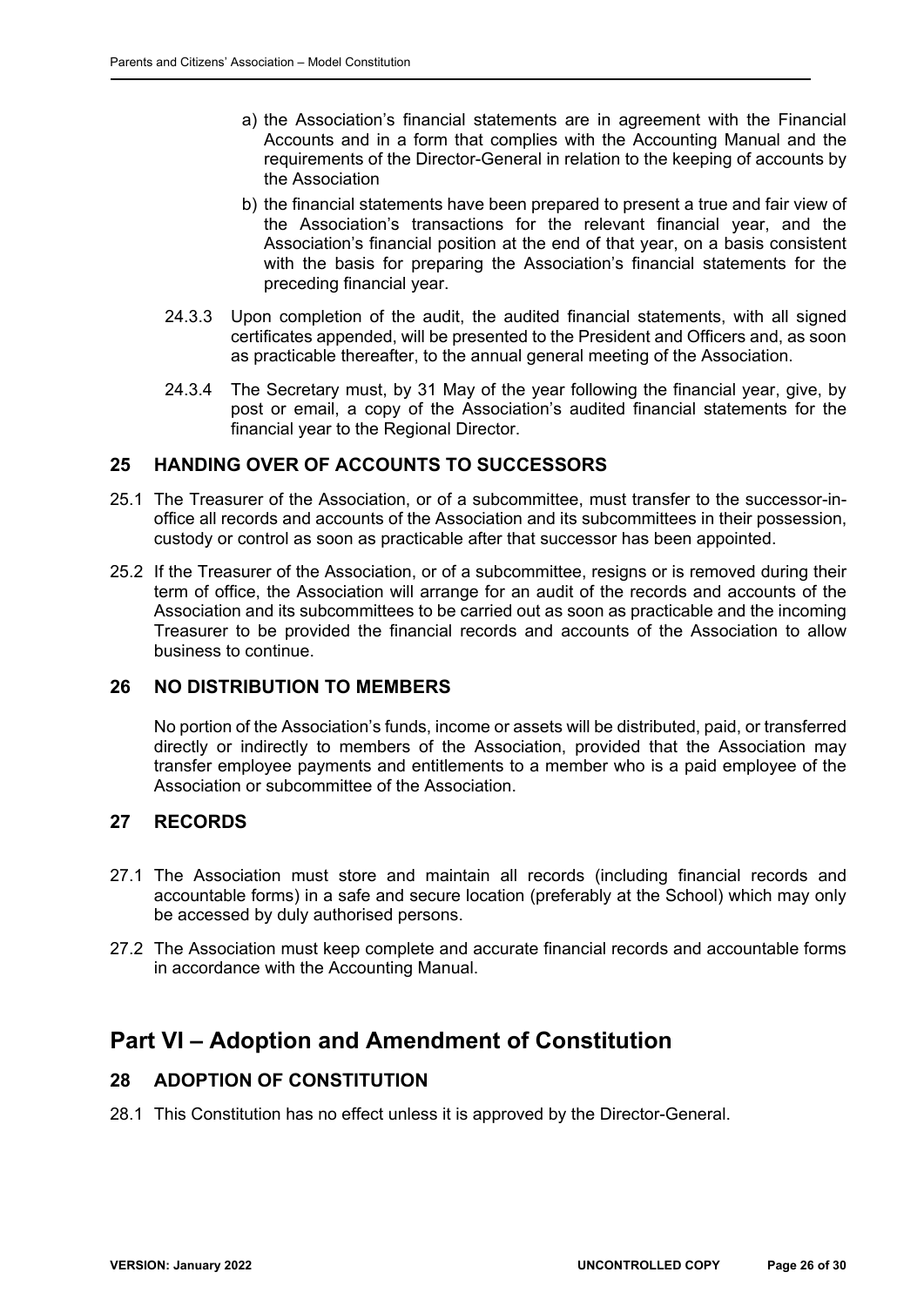a) the Association's financial statements are in agreement with the Financial Accounts and in a form that complies with the Accounting Manual and the requirements of the Director-General in relation to the keeping of accounts by the Association

b) the financial statements have been prepared to present a true and fair view of the Association's transactions for the relevant financial year, and the Association's financial position at the end of that year, on a basis consistent with the basis for preparing the Association's financial statements for the preceding financial year.

24.3.3 Upon completion of the audit, the audited financial statements, with all signed certificates appended, will be presented to the President and Officers and, as soon as practicable thereafter, to the annual general meeting of the Association.

24.3.4 The Secretary must, by 31 May of the year following the financial year, give, by post or email, a copy of the Association's audited financial statements for the financial year to the Regional Director.

### 25 HANDING OVER OF ACCOUNTS TO SUCCESSORS

25.1 The Treasurer of the Association, or of a subcommittee, must transfer to the successor-in-office all records and accounts of the Association and its subcommittees in their possession, custody or control as soon as practicable after that successor has been appointed.

25.2 If the Treasurer of the Association, or of a subcommittee, resigns or is removed during their term of office, the Association will arrange for an audit of the records and accounts of the Association and its subcommittees to be carried out as soon as practicable and the incoming Treasurer to be provided the financial records and accounts of the Association to allow business to continue.

### 26 NO DISTRIBUTION TO MEMBERS

No portion of the Association's funds, income or assets will be distributed, paid, or transferred directly or indirectly to members of the Association, provided that the Association may transfer employee payments and entitlements to a member who is a paid employee of the Association or subcommittee of the Association.

### 27 RECORDS

27.1 The Association must store and maintain all records (including financial records and accountable forms) in a safe and secure location (preferably at the School) which may only be accessed by duly authorised persons.

27.2 The Association must keep complete and accurate financial records and accountable forms in accordance with the Accounting Manual.

## Part VI – Adoption and Amendment of Constitution

### 28 ADOPTION OF CONSTITUTION

28.1 This Constitution has no effect unless it is approved by the Director-General.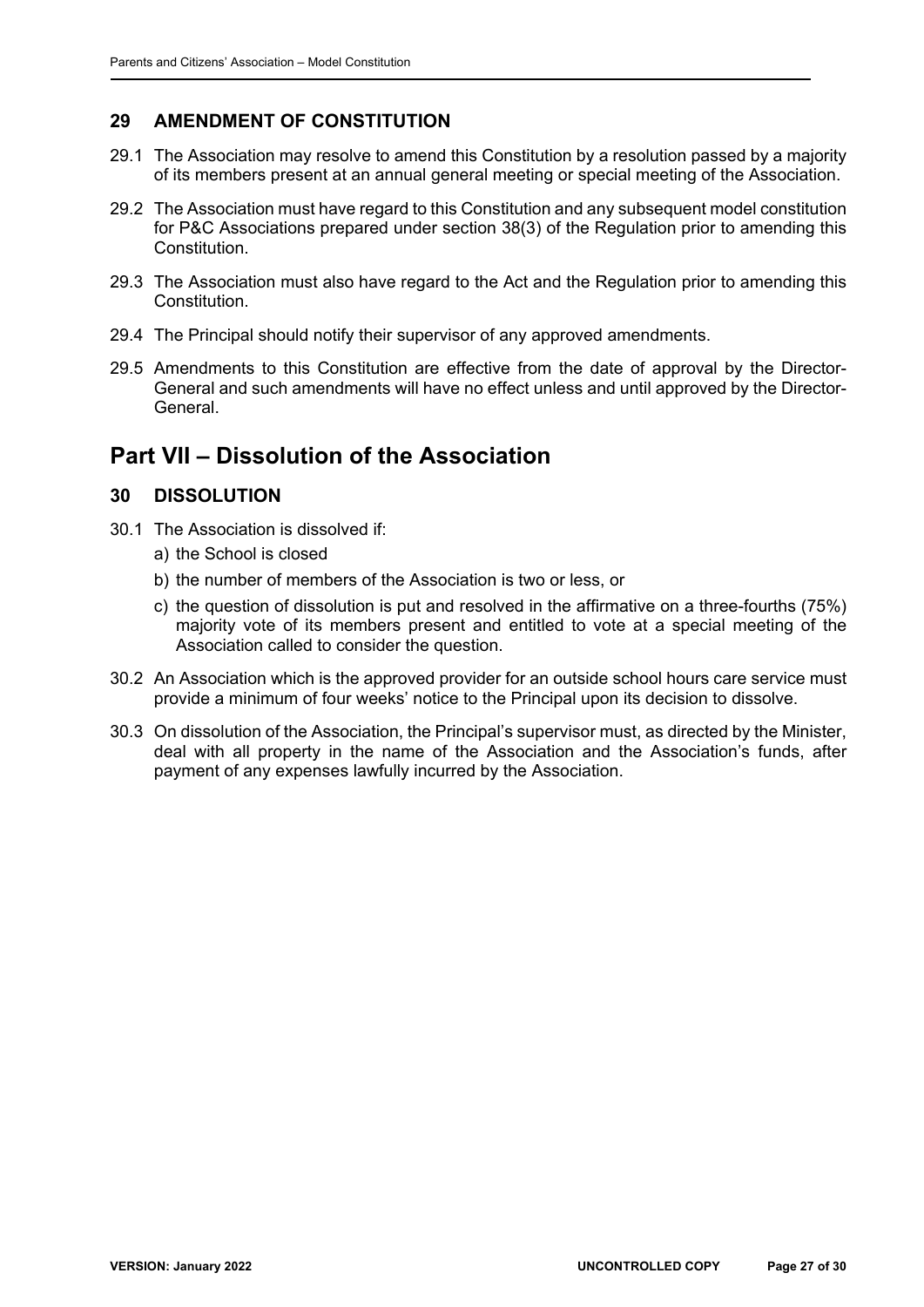### 29 AMENDMENT OF CONSTITUTION

29.1 The Association may resolve to amend this Constitution by a resolution passed by a majority of its members present at an annual general meeting or special meeting of the Association.

29.2 The Association must have regard to this Constitution and any subsequent model constitution for P&C Associations prepared under section 38(3) of the Regulation prior to amending this Constitution.

29.3 The Association must also have regard to the Act and the Regulation prior to amending this Constitution.

29.4 The Principal should notify their supervisor of any approved amendments.

29.5 Amendments to this Constitution are effective from the date of approval by the Director-General and such amendments will have no effect unless and until approved by the Director-General.

## Part VII – Dissolution of the Association

### 30 DISSOLUTION

30.1 The Association is dissolved if:

a) the School is closed

b) the number of members of the Association is two or less, or

c) the question of dissolution is put and resolved in the affirmative on a three-fourths (75%) majority vote of its members present and entitled to vote at a special meeting of the Association called to consider the question.

30.2 An Association which is the approved provider for an outside school hours care service must provide a minimum of four weeks' notice to the Principal upon its decision to dissolve.

30.3 On dissolution of the Association, the Principal's supervisor must, as directed by the Minister, deal with all property in the name of the Association and the Association's funds, after payment of any expenses lawfully incurred by the Association.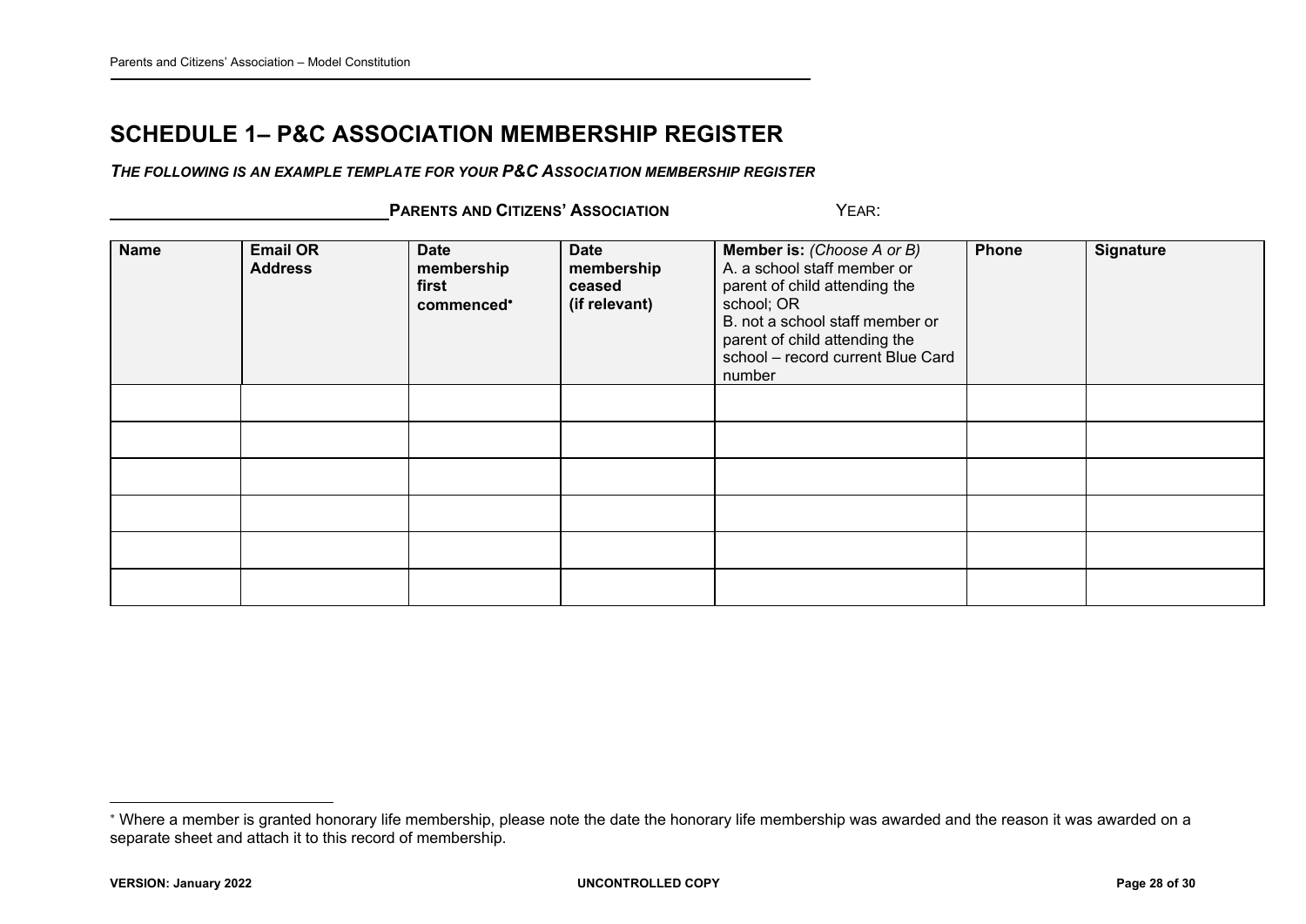# SCHEDULE 1– P&C ASSOCIATION MEMBERSHIP REGISTER

***THE FOLLOWING IS AN EXAMPLE TEMPLATE FOR YOUR P&C ASSOCIATION MEMBERSHIP REGISTER***

______________________________ **PARENTS AND CITIZENS' ASSOCIATION** YEAR:

| **Name** | **Email OR Address** | **Date membership first commenced*** | **Date membership ceased (if relevant)** | **Member is:** *(Choose A or B)* A. a school staff member or parent of child attending the school; OR B. not a school staff member or parent of child attending the school – record current Blue Card number | **Phone** | **Signature** |
|---|---|---|---|---|---|---|
| | | | | | | |
| | | | | | | |
| | | | | | | |
| | | | | | | |
| | | | | | | |
| | | | | | | |

* Where a member is granted honorary life membership, please note the date the honorary life membership was awarded and the reason it was awarded on a separate sheet and attach it to this record of membership.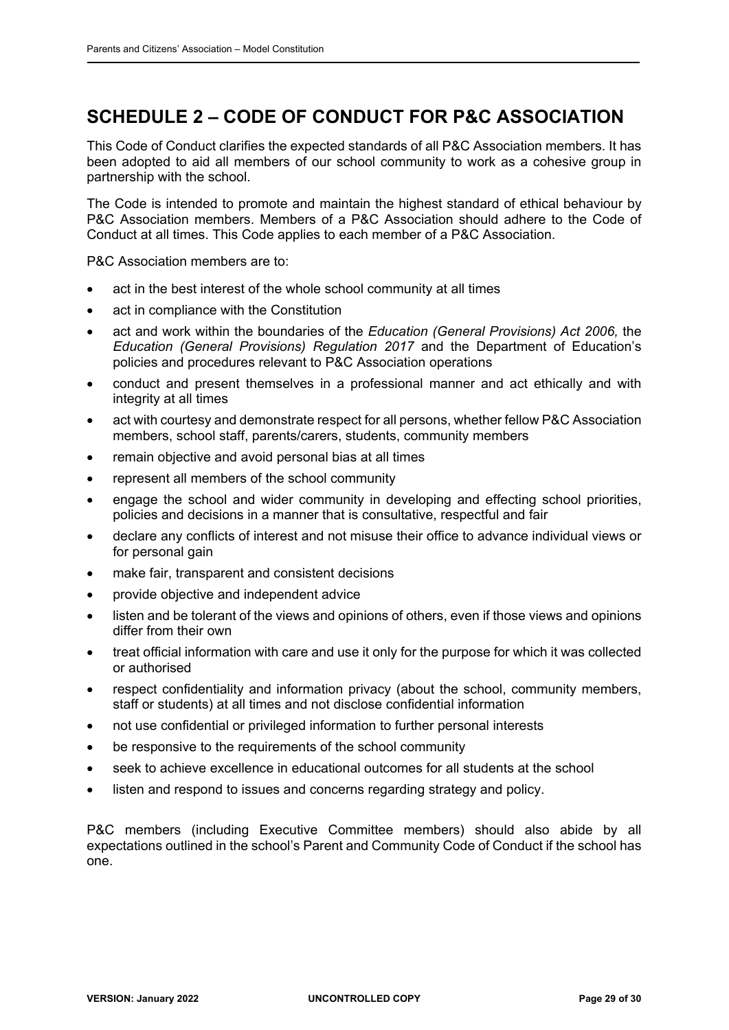# SCHEDULE 2 – CODE OF CONDUCT FOR P&C ASSOCIATION

This Code of Conduct clarifies the expected standards of all P&C Association members. It has been adopted to aid all members of our school community to work as a cohesive group in partnership with the school.

The Code is intended to promote and maintain the highest standard of ethical behaviour by P&C Association members. Members of a P&C Association should adhere to the Code of Conduct at all times. This Code applies to each member of a P&C Association.

P&C Association members are to:

- act in the best interest of the whole school community at all times
- act in compliance with the Constitution
- act and work within the boundaries of the *Education (General Provisions) Act 2006,* the *Education (General Provisions) Regulation 2017* and the Department of Education's policies and procedures relevant to P&C Association operations
- conduct and present themselves in a professional manner and act ethically and with integrity at all times
- act with courtesy and demonstrate respect for all persons, whether fellow P&C Association members, school staff, parents/carers, students, community members
- remain objective and avoid personal bias at all times
- represent all members of the school community
- engage the school and wider community in developing and effecting school priorities, policies and decisions in a manner that is consultative, respectful and fair
- declare any conflicts of interest and not misuse their office to advance individual views or for personal gain
- make fair, transparent and consistent decisions
- provide objective and independent advice
- listen and be tolerant of the views and opinions of others, even if those views and opinions differ from their own
- treat official information with care and use it only for the purpose for which it was collected or authorised
- respect confidentiality and information privacy (about the school, community members, staff or students) at all times and not disclose confidential information
- not use confidential or privileged information to further personal interests
- be responsive to the requirements of the school community
- seek to achieve excellence in educational outcomes for all students at the school
- listen and respond to issues and concerns regarding strategy and policy.

P&C members (including Executive Committee members) should also abide by all expectations outlined in the school's Parent and Community Code of Conduct if the school has one.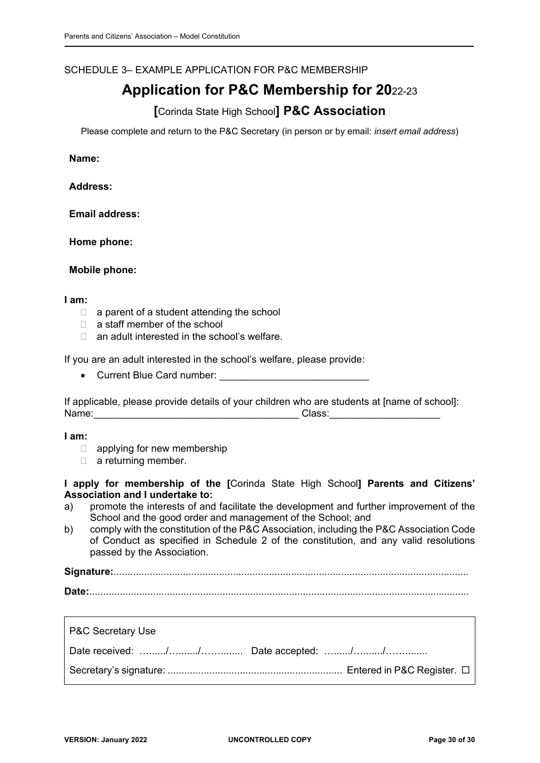SCHEDULE 3– EXAMPLE APPLICATION FOR P&C MEMBERSHIP

# Application for P&C Membership for 2022-23

## [Corinda State High School] P&C Association

Please complete and return to the P&C Secretary (in person or by email: *insert email address*)

**Name:**

**Address:**

**Email address:**

**Home phone:**

**Mobile phone:**

**I am:**

- ☐ a parent of a student attending the school
- ☐ a staff member of the school
- ☐ an adult interested in the school's welfare.

If you are an adult interested in the school's welfare, please provide:

- Current Blue Card number: ___________________________

If applicable, please provide details of your children who are students at [name of school]:
Name:_____________________________________ Class:____________________

**I am:**

- ☐ applying for new membership
- ☐ a returning member.

**I apply for membership of the [**Corinda State High School**] Parents and Citizens' Association and I undertake to:**

a) promote the interests of and facilitate the development and further improvement of the School and the good order and management of the School; and
b) comply with the constitution of the P&C Association, including the P&C Association Code of Conduct as specified in Schedule 2 of the constitution, and any valid resolutions passed by the Association.

**Signature:**..............................................................................................................................

**Date:**.......................................................................................................................................

| |
|---|
| P&C Secretary Use |
| Date received: …....../…....../……....... Date accepted: …....../…....../……....... |
| Secretary's signature: .............................................................. Entered in P&C Register. ☐ |